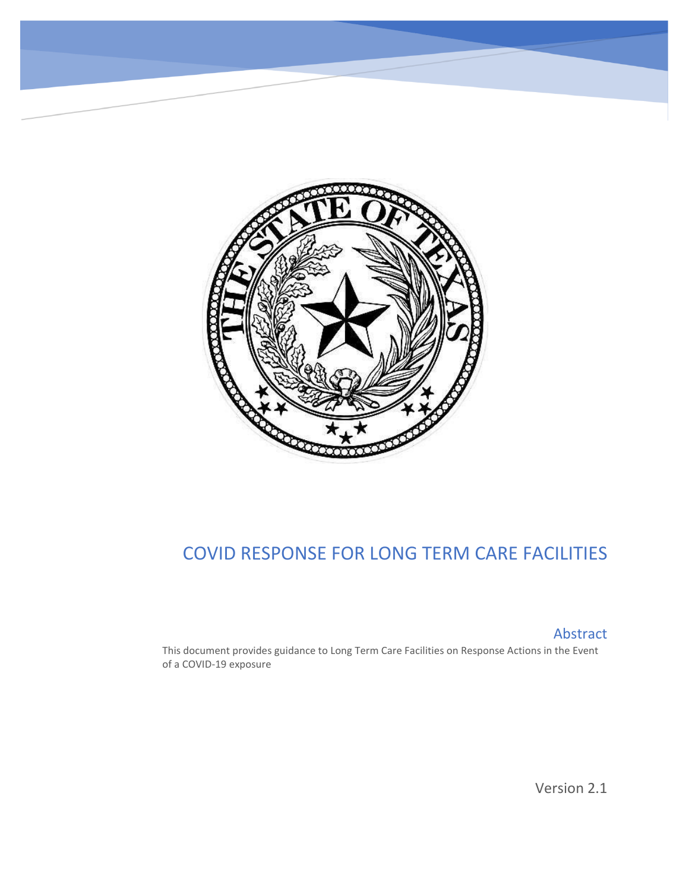# COVID RESPONSE FOR LONG TERM CARE FACILITIES

## Abstract

This document provides guidance to Long Term Care Facilities on Response Actions in the Event of a COVID-19 exposure

Version 2.1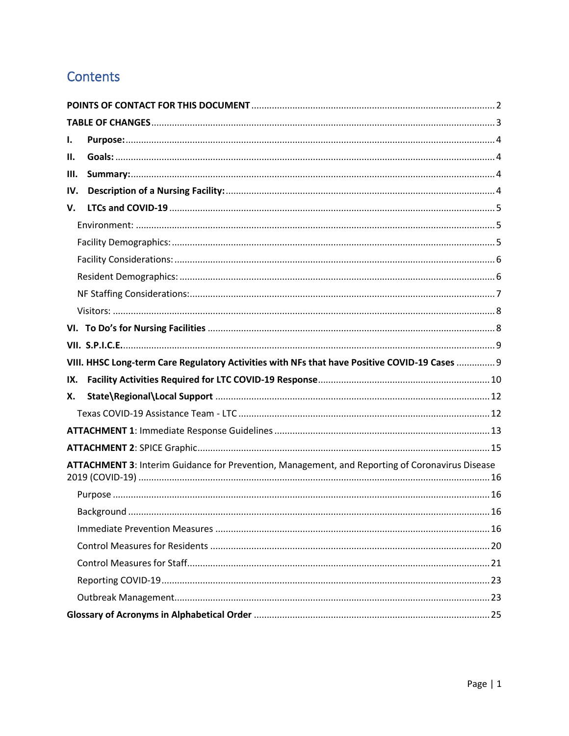# Contents

**POINTS OF CONTACT FOR THIS DOCUMENT** .......... 2

**TABLE OF CHANGES** .......... 3

**I. Purpose:** .......... 4

**II. Goals:** .......... 4

**III. Summary:** .......... 4

**IV. Description of a Nursing Facility:** .......... 4

**V. LTCs and COVID-19** .......... 5

- Environment: .......... 5
- Facility Demographics: .......... 5
- Facility Considerations: .......... 6
- Resident Demographics: .......... 6
- NF Staffing Considerations: .......... 7
- Visitors: .......... 8

**VI. To Do's for Nursing Facilities** .......... 8

**VII. S.P.I.C.E.** .......... 9

**VIII. HHSC Long-term Care Regulatory Activities with NFs that have Positive COVID-19 Cases** .......... 9

**IX. Facility Activities Required for LTC COVID-19 Response** .......... 10

**X. State\Regional\Local Support** .......... 12

- Texas COVID-19 Assistance Team - LTC .......... 12

**ATTACHMENT 1**: Immediate Response Guidelines .......... 13

**ATTACHMENT 2**: SPICE Graphic .......... 15

**ATTACHMENT 3**: Interim Guidance for Prevention, Management, and Reporting of Coronavirus Disease 2019 (COVID-19) .......... 16

- Purpose .......... 16
- Background .......... 16
- Immediate Prevention Measures .......... 16
- Control Measures for Residents .......... 20
- Control Measures for Staff .......... 21
- Reporting COVID-19 .......... 23
- Outbreak Management .......... 23

**Glossary of Acronyms in Alphabetical Order** .......... 25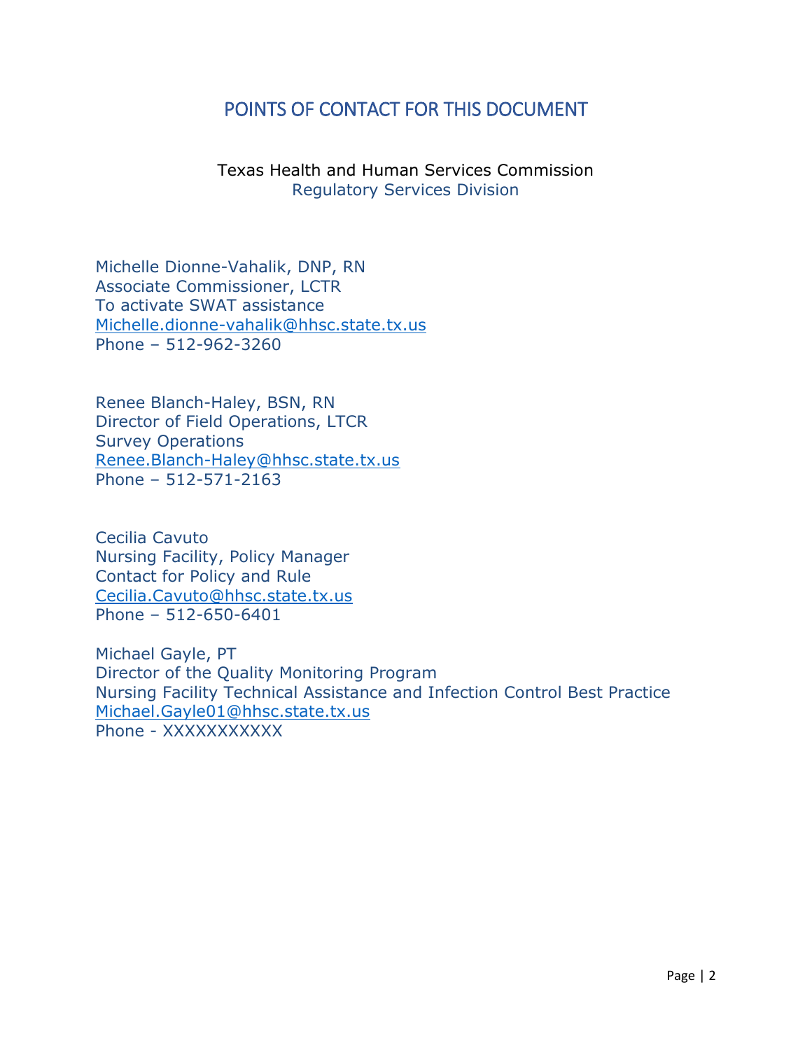# POINTS OF CONTACT FOR THIS DOCUMENT

Texas Health and Human Services Commission
Regulatory Services Division

Michelle Dionne-Vahalik, DNP, RN
Associate Commissioner, LCTR
To activate SWAT assistance
Michelle.dionne-vahalik@hhsc.state.tx.us
Phone – 512-962-3260

Renee Blanch-Haley, BSN, RN
Director of Field Operations, LTCR
Survey Operations
Renee.Blanch-Haley@hhsc.state.tx.us
Phone – 512-571-2163

Cecilia Cavuto
Nursing Facility, Policy Manager
Contact for Policy and Rule
Cecilia.Cavuto@hhsc.state.tx.us
Phone – 512-650-6401

Michael Gayle, PT
Director of the Quality Monitoring Program
Nursing Facility Technical Assistance and Infection Control Best Practice
Michael.Gayle01@hhsc.state.tx.us
Phone - XXXXXXXXXXX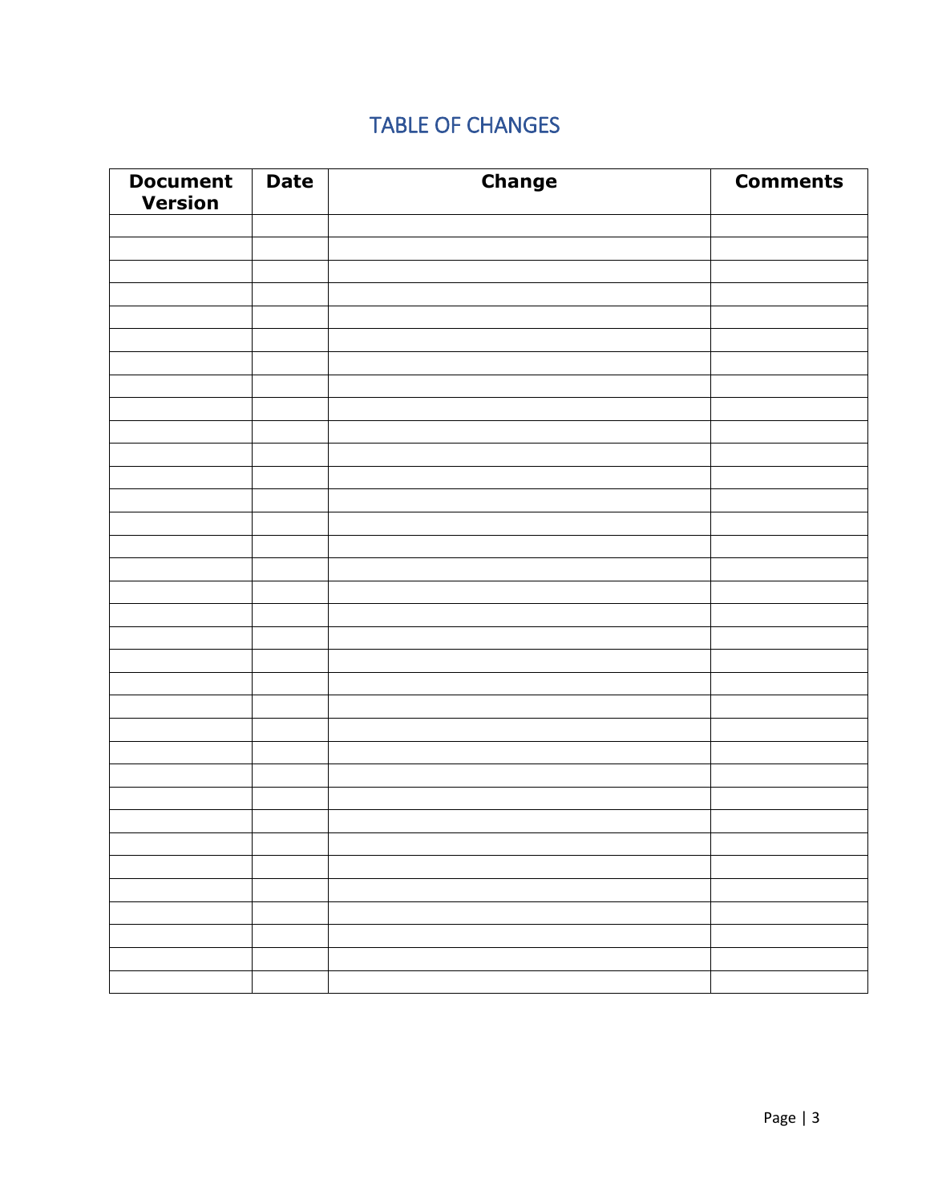## TABLE OF CHANGES

| Document Version | Date | Change | Comments |
|---|---|---|---|
| | | | |
| | | | |
| | | | |
| | | | |
| | | | |
| | | | |
| | | | |
| | | | |
| | | | |
| | | | |
| | | | |
| | | | |
| | | | |
| | | | |
| | | | |
| | | | |
| | | | |
| | | | |
| | | | |
| | | | |
| | | | |
| | | | |
| | | | |
| | | | |
| | | | |
| | | | |
| | | | |
| | | | |
| | | | |
| | | | |
| | | | |
| | | | |
| | | | |
| | | | |
| | | | |
| | | | |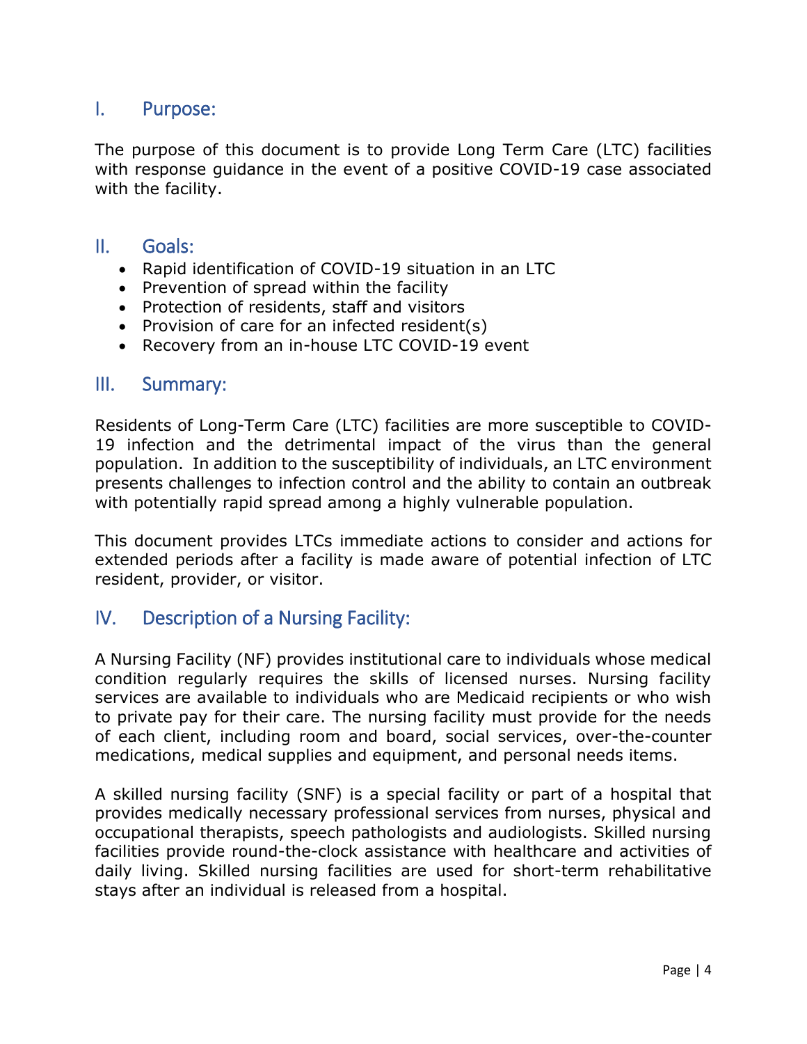## I. Purpose:

The purpose of this document is to provide Long Term Care (LTC) facilities with response guidance in the event of a positive COVID-19 case associated with the facility.

## II. Goals:

- Rapid identification of COVID-19 situation in an LTC
- Prevention of spread within the facility
- Protection of residents, staff and visitors
- Provision of care for an infected resident(s)
- Recovery from an in-house LTC COVID-19 event

## III. Summary:

Residents of Long-Term Care (LTC) facilities are more susceptible to COVID-19 infection and the detrimental impact of the virus than the general population. In addition to the susceptibility of individuals, an LTC environment presents challenges to infection control and the ability to contain an outbreak with potentially rapid spread among a highly vulnerable population.

This document provides LTCs immediate actions to consider and actions for extended periods after a facility is made aware of potential infection of LTC resident, provider, or visitor.

## IV. Description of a Nursing Facility:

A Nursing Facility (NF) provides institutional care to individuals whose medical condition regularly requires the skills of licensed nurses. Nursing facility services are available to individuals who are Medicaid recipients or who wish to private pay for their care. The nursing facility must provide for the needs of each client, including room and board, social services, over-the-counter medications, medical supplies and equipment, and personal needs items.

A skilled nursing facility (SNF) is a special facility or part of a hospital that provides medically necessary professional services from nurses, physical and occupational therapists, speech pathologists and audiologists. Skilled nursing facilities provide round-the-clock assistance with healthcare and activities of daily living. Skilled nursing facilities are used for short-term rehabilitative stays after an individual is released from a hospital.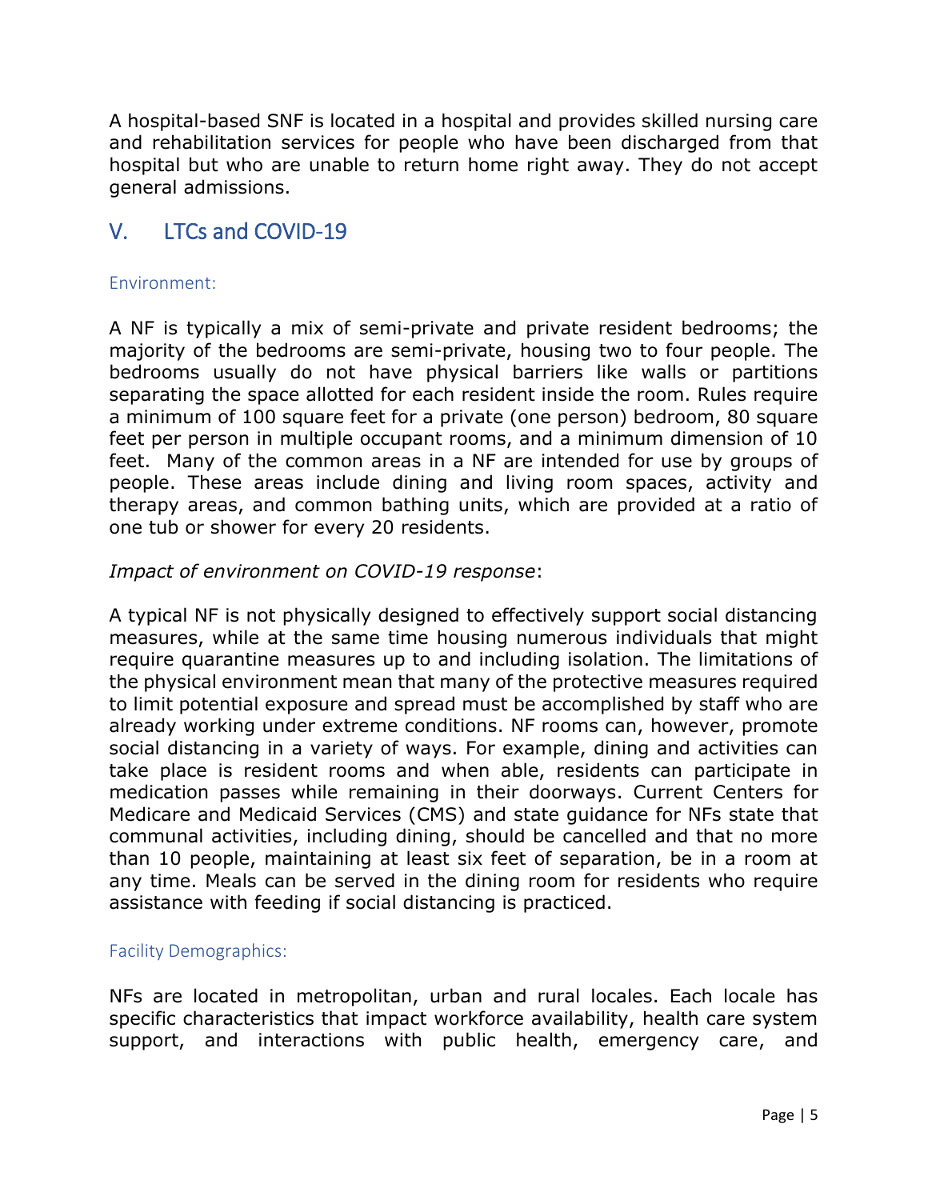A hospital-based SNF is located in a hospital and provides skilled nursing care and rehabilitation services for people who have been discharged from that hospital but who are unable to return home right away. They do not accept general admissions.

## V. LTCs and COVID-19

### Environment:

A NF is typically a mix of semi-private and private resident bedrooms; the majority of the bedrooms are semi-private, housing two to four people. The bedrooms usually do not have physical barriers like walls or partitions separating the space allotted for each resident inside the room. Rules require a minimum of 100 square feet for a private (one person) bedroom, 80 square feet per person in multiple occupant rooms, and a minimum dimension of 10 feet. Many of the common areas in a NF are intended for use by groups of people. These areas include dining and living room spaces, activity and therapy areas, and common bathing units, which are provided at a ratio of one tub or shower for every 20 residents.

*Impact of environment on COVID-19 response*:

A typical NF is not physically designed to effectively support social distancing measures, while at the same time housing numerous individuals that might require quarantine measures up to and including isolation. The limitations of the physical environment mean that many of the protective measures required to limit potential exposure and spread must be accomplished by staff who are already working under extreme conditions. NF rooms can, however, promote social distancing in a variety of ways. For example, dining and activities can take place is resident rooms and when able, residents can participate in medication passes while remaining in their doorways. Current Centers for Medicare and Medicaid Services (CMS) and state guidance for NFs state that communal activities, including dining, should be cancelled and that no more than 10 people, maintaining at least six feet of separation, be in a room at any time. Meals can be served in the dining room for residents who require assistance with feeding if social distancing is practiced.

### Facility Demographics:

NFs are located in metropolitan, urban and rural locales. Each locale has specific characteristics that impact workforce availability, health care system support, and interactions with public health, emergency care, and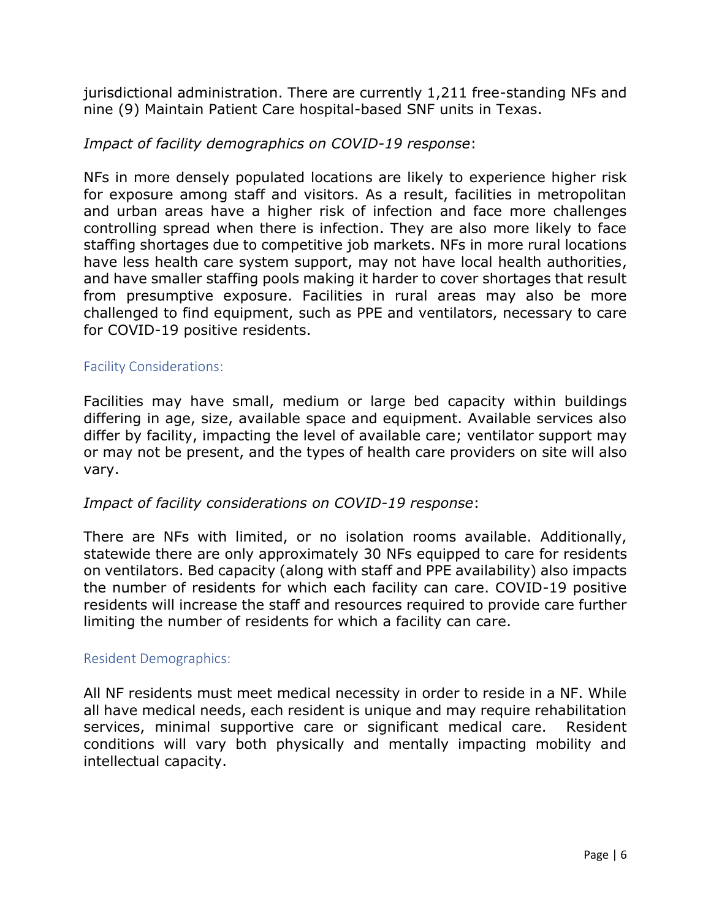jurisdictional administration. There are currently 1,211 free-standing NFs and nine (9) Maintain Patient Care hospital-based SNF units in Texas.

*Impact of facility demographics on COVID-19 response*:

NFs in more densely populated locations are likely to experience higher risk for exposure among staff and visitors. As a result, facilities in metropolitan and urban areas have a higher risk of infection and face more challenges controlling spread when there is infection. They are also more likely to face staffing shortages due to competitive job markets. NFs in more rural locations have less health care system support, may not have local health authorities, and have smaller staffing pools making it harder to cover shortages that result from presumptive exposure. Facilities in rural areas may also be more challenged to find equipment, such as PPE and ventilators, necessary to care for COVID-19 positive residents.

### Facility Considerations:

Facilities may have small, medium or large bed capacity within buildings differing in age, size, available space and equipment. Available services also differ by facility, impacting the level of available care; ventilator support may or may not be present, and the types of health care providers on site will also vary.

*Impact of facility considerations on COVID-19 response*:

There are NFs with limited, or no isolation rooms available. Additionally, statewide there are only approximately 30 NFs equipped to care for residents on ventilators. Bed capacity (along with staff and PPE availability) also impacts the number of residents for which each facility can care. COVID-19 positive residents will increase the staff and resources required to provide care further limiting the number of residents for which a facility can care.

### Resident Demographics:

All NF residents must meet medical necessity in order to reside in a NF. While all have medical needs, each resident is unique and may require rehabilitation services, minimal supportive care or significant medical care. Resident conditions will vary both physically and mentally impacting mobility and intellectual capacity.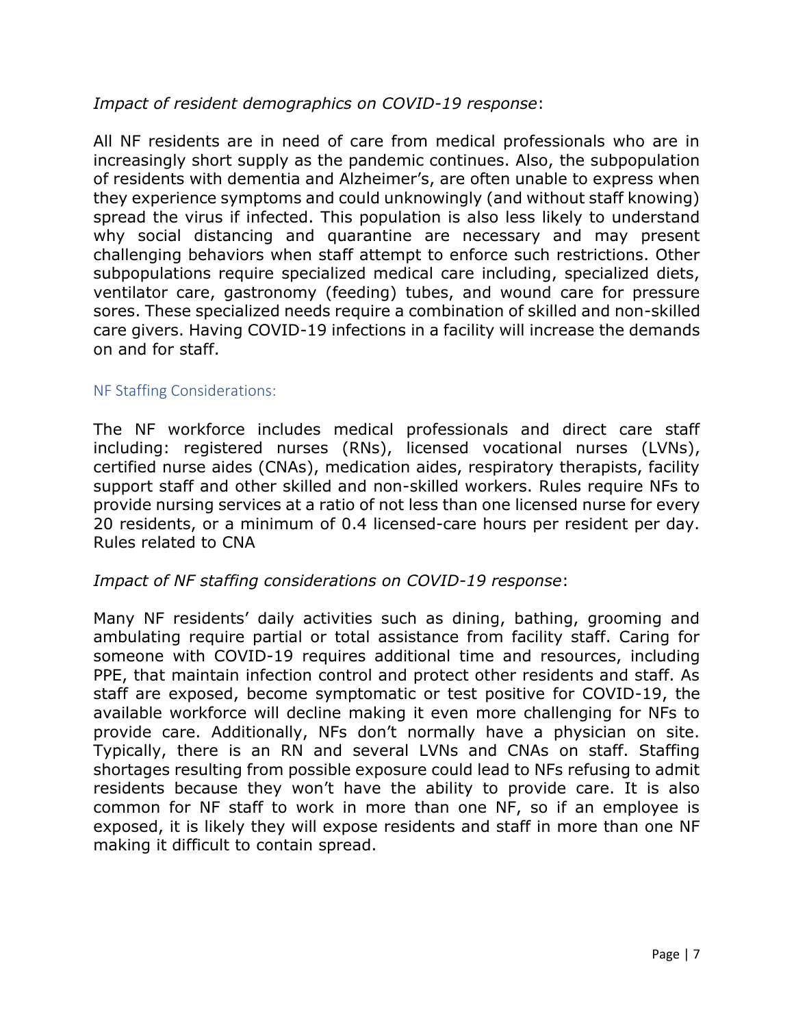*Impact of resident demographics on COVID-19 response*:

All NF residents are in need of care from medical professionals who are in increasingly short supply as the pandemic continues. Also, the subpopulation of residents with dementia and Alzheimer's, are often unable to express when they experience symptoms and could unknowingly (and without staff knowing) spread the virus if infected. This population is also less likely to understand why social distancing and quarantine are necessary and may present challenging behaviors when staff attempt to enforce such restrictions. Other subpopulations require specialized medical care including, specialized diets, ventilator care, gastronomy (feeding) tubes, and wound care for pressure sores. These specialized needs require a combination of skilled and non-skilled care givers. Having COVID-19 infections in a facility will increase the demands on and for staff.

### NF Staffing Considerations:

The NF workforce includes medical professionals and direct care staff including: registered nurses (RNs), licensed vocational nurses (LVNs), certified nurse aides (CNAs), medication aides, respiratory therapists, facility support staff and other skilled and non-skilled workers. Rules require NFs to provide nursing services at a ratio of not less than one licensed nurse for every 20 residents, or a minimum of 0.4 licensed-care hours per resident per day. Rules related to CNA

*Impact of NF staffing considerations on COVID-19 response*:

Many NF residents' daily activities such as dining, bathing, grooming and ambulating require partial or total assistance from facility staff. Caring for someone with COVID-19 requires additional time and resources, including PPE, that maintain infection control and protect other residents and staff. As staff are exposed, become symptomatic or test positive for COVID-19, the available workforce will decline making it even more challenging for NFs to provide care. Additionally, NFs don't normally have a physician on site. Typically, there is an RN and several LVNs and CNAs on staff. Staffing shortages resulting from possible exposure could lead to NFs refusing to admit residents because they won't have the ability to provide care. It is also common for NF staff to work in more than one NF, so if an employee is exposed, it is likely they will expose residents and staff in more than one NF making it difficult to contain spread.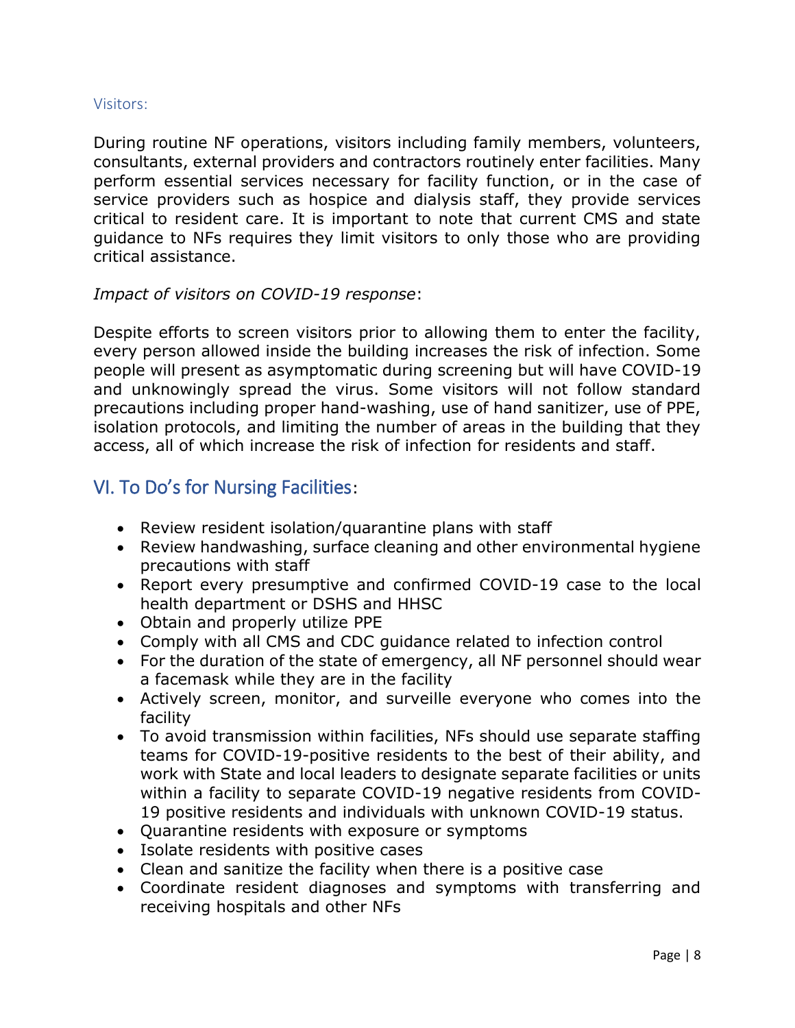### Visitors:

During routine NF operations, visitors including family members, volunteers, consultants, external providers and contractors routinely enter facilities. Many perform essential services necessary for facility function, or in the case of service providers such as hospice and dialysis staff, they provide services critical to resident care. It is important to note that current CMS and state guidance to NFs requires they limit visitors to only those who are providing critical assistance.

*Impact of visitors on COVID-19 response*:

Despite efforts to screen visitors prior to allowing them to enter the facility, every person allowed inside the building increases the risk of infection. Some people will present as asymptomatic during screening but will have COVID-19 and unknowingly spread the virus. Some visitors will not follow standard precautions including proper hand-washing, use of hand sanitizer, use of PPE, isolation protocols, and limiting the number of areas in the building that they access, all of which increase the risk of infection for residents and staff.

## VI. To Do's for Nursing Facilities:

- Review resident isolation/quarantine plans with staff
- Review handwashing, surface cleaning and other environmental hygiene precautions with staff
- Report every presumptive and confirmed COVID-19 case to the local health department or DSHS and HHSC
- Obtain and properly utilize PPE
- Comply with all CMS and CDC guidance related to infection control
- For the duration of the state of emergency, all NF personnel should wear a facemask while they are in the facility
- Actively screen, monitor, and surveille everyone who comes into the facility
- To avoid transmission within facilities, NFs should use separate staffing teams for COVID-19-positive residents to the best of their ability, and work with State and local leaders to designate separate facilities or units within a facility to separate COVID-19 negative residents from COVID-19 positive residents and individuals with unknown COVID-19 status.
- Quarantine residents with exposure or symptoms
- Isolate residents with positive cases
- Clean and sanitize the facility when there is a positive case
- Coordinate resident diagnoses and symptoms with transferring and receiving hospitals and other NFs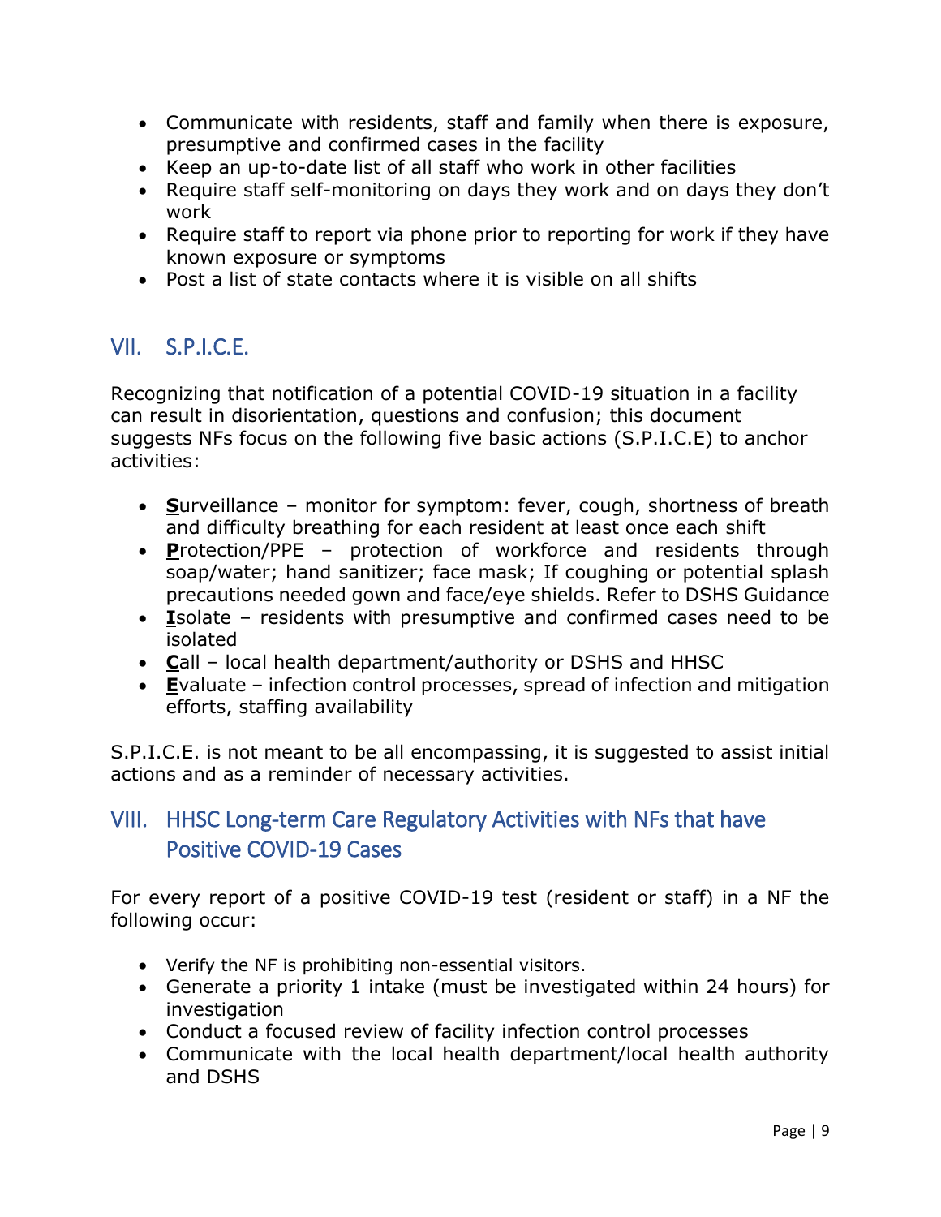- Communicate with residents, staff and family when there is exposure, presumptive and confirmed cases in the facility
- Keep an up-to-date list of all staff who work in other facilities
- Require staff self-monitoring on days they work and on days they don't work
- Require staff to report via phone prior to reporting for work if they have known exposure or symptoms
- Post a list of state contacts where it is visible on all shifts

## VII. S.P.I.C.E.

Recognizing that notification of a potential COVID-19 situation in a facility can result in disorientation, questions and confusion; this document suggests NFs focus on the following five basic actions (S.P.I.C.E) to anchor activities:

- **S**urveillance – monitor for symptom: fever, cough, shortness of breath and difficulty breathing for each resident at least once each shift
- **P**rotection/PPE – protection of workforce and residents through soap/water; hand sanitizer; face mask; If coughing or potential splash precautions needed gown and face/eye shields. Refer to DSHS Guidance
- **I**solate – residents with presumptive and confirmed cases need to be isolated
- **C**all – local health department/authority or DSHS and HHSC
- **E**valuate – infection control processes, spread of infection and mitigation efforts, staffing availability

S.P.I.C.E. is not meant to be all encompassing, it is suggested to assist initial actions and as a reminder of necessary activities.

## VIII. HHSC Long-term Care Regulatory Activities with NFs that have Positive COVID-19 Cases

For every report of a positive COVID-19 test (resident or staff) in a NF the following occur:

- Verify the NF is prohibiting non-essential visitors.
- Generate a priority 1 intake (must be investigated within 24 hours) for investigation
- Conduct a focused review of facility infection control processes
- Communicate with the local health department/local health authority and DSHS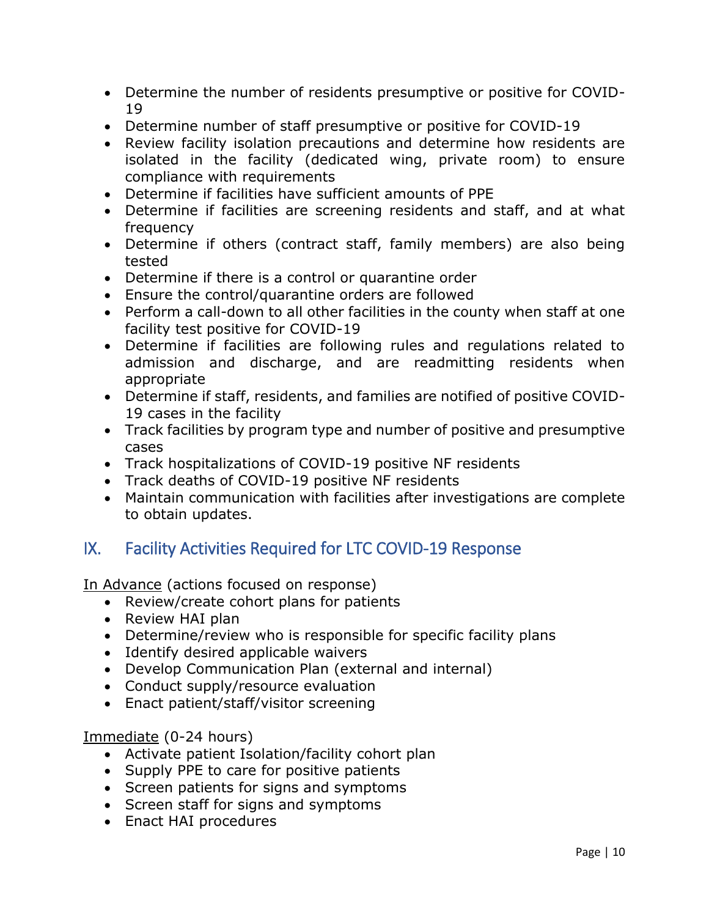- Determine the number of residents presumptive or positive for COVID-19
- Determine number of staff presumptive or positive for COVID-19
- Review facility isolation precautions and determine how residents are isolated in the facility (dedicated wing, private room) to ensure compliance with requirements
- Determine if facilities have sufficient amounts of PPE
- Determine if facilities are screening residents and staff, and at what frequency
- Determine if others (contract staff, family members) are also being tested
- Determine if there is a control or quarantine order
- Ensure the control/quarantine orders are followed
- Perform a call-down to all other facilities in the county when staff at one facility test positive for COVID-19
- Determine if facilities are following rules and regulations related to admission and discharge, and are readmitting residents when appropriate
- Determine if staff, residents, and families are notified of positive COVID-19 cases in the facility
- Track facilities by program type and number of positive and presumptive cases
- Track hospitalizations of COVID-19 positive NF residents
- Track deaths of COVID-19 positive NF residents
- Maintain communication with facilities after investigations are complete to obtain updates.

## IX. Facility Activities Required for LTC COVID-19 Response

<u>In Advance</u> (actions focused on response)

- Review/create cohort plans for patients
- Review HAI plan
- Determine/review who is responsible for specific facility plans
- Identify desired applicable waivers
- Develop Communication Plan (external and internal)
- Conduct supply/resource evaluation
- Enact patient/staff/visitor screening

<u>Immediate</u> (0-24 hours)

- Activate patient Isolation/facility cohort plan
- Supply PPE to care for positive patients
- Screen patients for signs and symptoms
- Screen staff for signs and symptoms
- Enact HAI procedures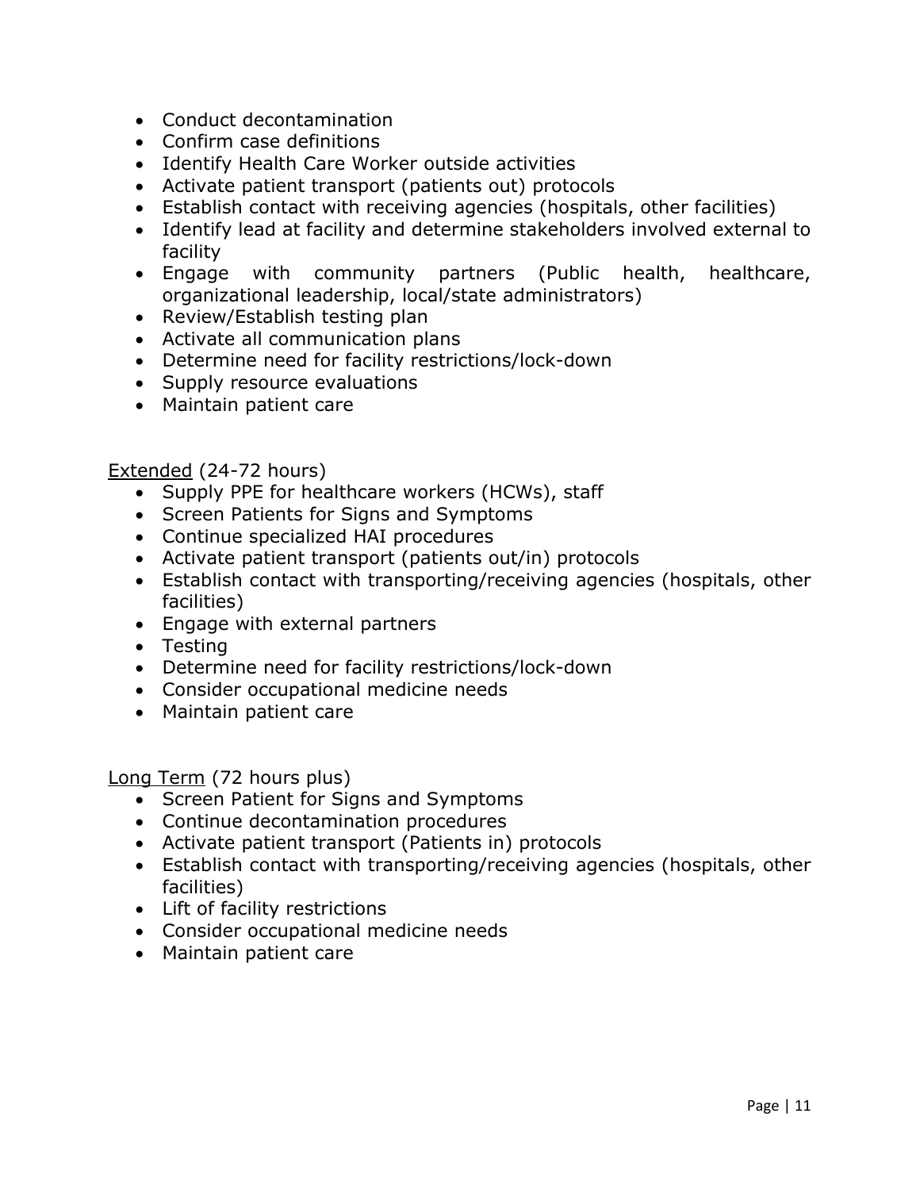- Conduct decontamination
- Confirm case definitions
- Identify Health Care Worker outside activities
- Activate patient transport (patients out) protocols
- Establish contact with receiving agencies (hospitals, other facilities)
- Identify lead at facility and determine stakeholders involved external to facility
- Engage with community partners (Public health, healthcare, organizational leadership, local/state administrators)
- Review/Establish testing plan
- Activate all communication plans
- Determine need for facility restrictions/lock-down
- Supply resource evaluations
- Maintain patient care

<u>Extended</u> (24-72 hours)

- Supply PPE for healthcare workers (HCWs), staff
- Screen Patients for Signs and Symptoms
- Continue specialized HAI procedures
- Activate patient transport (patients out/in) protocols
- Establish contact with transporting/receiving agencies (hospitals, other facilities)
- Engage with external partners
- Testing
- Determine need for facility restrictions/lock-down
- Consider occupational medicine needs
- Maintain patient care

<u>Long Term</u> (72 hours plus)

- Screen Patient for Signs and Symptoms
- Continue decontamination procedures
- Activate patient transport (Patients in) protocols
- Establish contact with transporting/receiving agencies (hospitals, other facilities)
- Lift of facility restrictions
- Consider occupational medicine needs
- Maintain patient care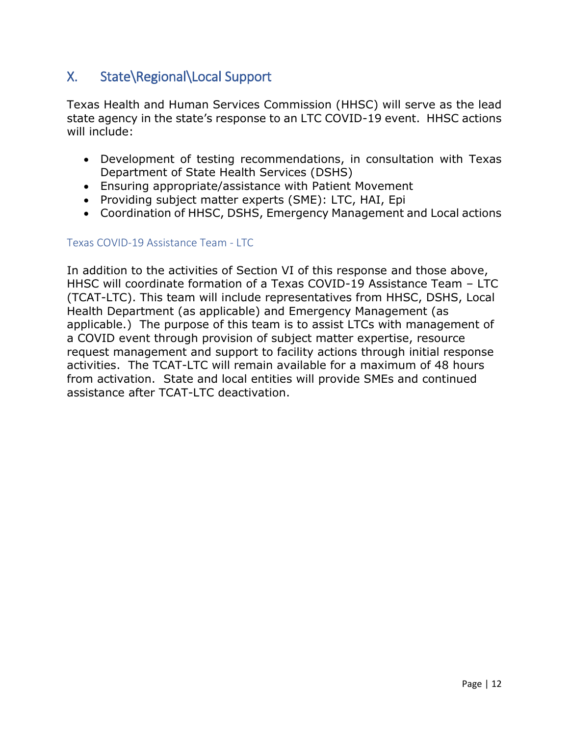## X. State\Regional\Local Support

Texas Health and Human Services Commission (HHSC) will serve as the lead state agency in the state's response to an LTC COVID-19 event. HHSC actions will include:

- Development of testing recommendations, in consultation with Texas Department of State Health Services (DSHS)
- Ensuring appropriate/assistance with Patient Movement
- Providing subject matter experts (SME): LTC, HAI, Epi
- Coordination of HHSC, DSHS, Emergency Management and Local actions

### Texas COVID-19 Assistance Team - LTC

In addition to the activities of Section VI of this response and those above, HHSC will coordinate formation of a Texas COVID-19 Assistance Team – LTC (TCAT-LTC). This team will include representatives from HHSC, DSHS, Local Health Department (as applicable) and Emergency Management (as applicable.) The purpose of this team is to assist LTCs with management of a COVID event through provision of subject matter expertise, resource request management and support to facility actions through initial response activities. The TCAT-LTC will remain available for a maximum of 48 hours from activation. State and local entities will provide SMEs and continued assistance after TCAT-LTC deactivation.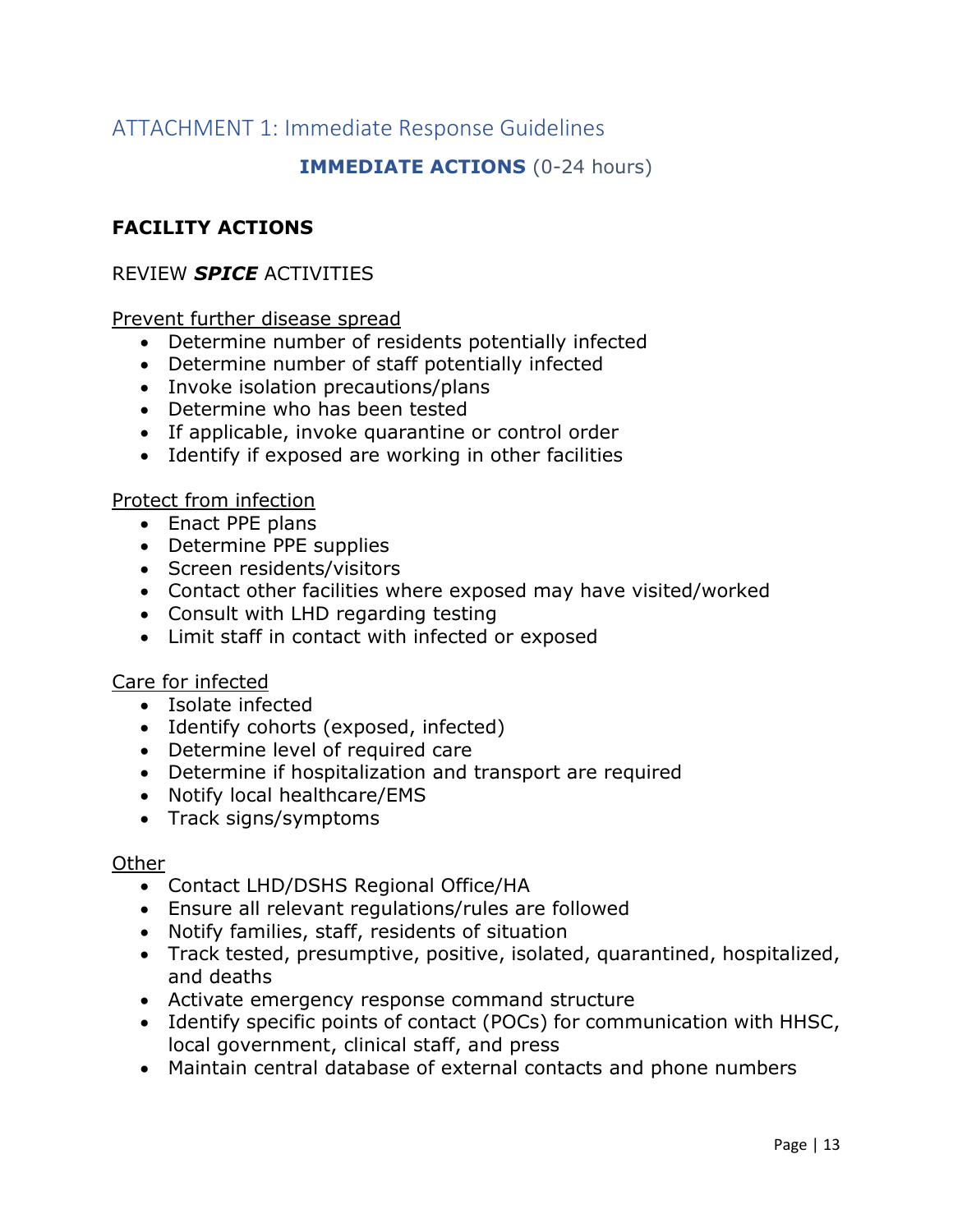# ATTACHMENT 1: Immediate Response Guidelines

## **IMMEDIATE ACTIONS** (0-24 hours)

### FACILITY ACTIONS

REVIEW ***SPICE*** ACTIVITIES

Prevent further disease spread

- Determine number of residents potentially infected
- Determine number of staff potentially infected
- Invoke isolation precautions/plans
- Determine who has been tested
- If applicable, invoke quarantine or control order
- Identify if exposed are working in other facilities

Protect from infection

- Enact PPE plans
- Determine PPE supplies
- Screen residents/visitors
- Contact other facilities where exposed may have visited/worked
- Consult with LHD regarding testing
- Limit staff in contact with infected or exposed

Care for infected

- Isolate infected
- Identify cohorts (exposed, infected)
- Determine level of required care
- Determine if hospitalization and transport are required
- Notify local healthcare/EMS
- Track signs/symptoms

Other

- Contact LHD/DSHS Regional Office/HA
- Ensure all relevant regulations/rules are followed
- Notify families, staff, residents of situation
- Track tested, presumptive, positive, isolated, quarantined, hospitalized, and deaths
- Activate emergency response command structure
- Identify specific points of contact (POCs) for communication with HHSC, local government, clinical staff, and press
- Maintain central database of external contacts and phone numbers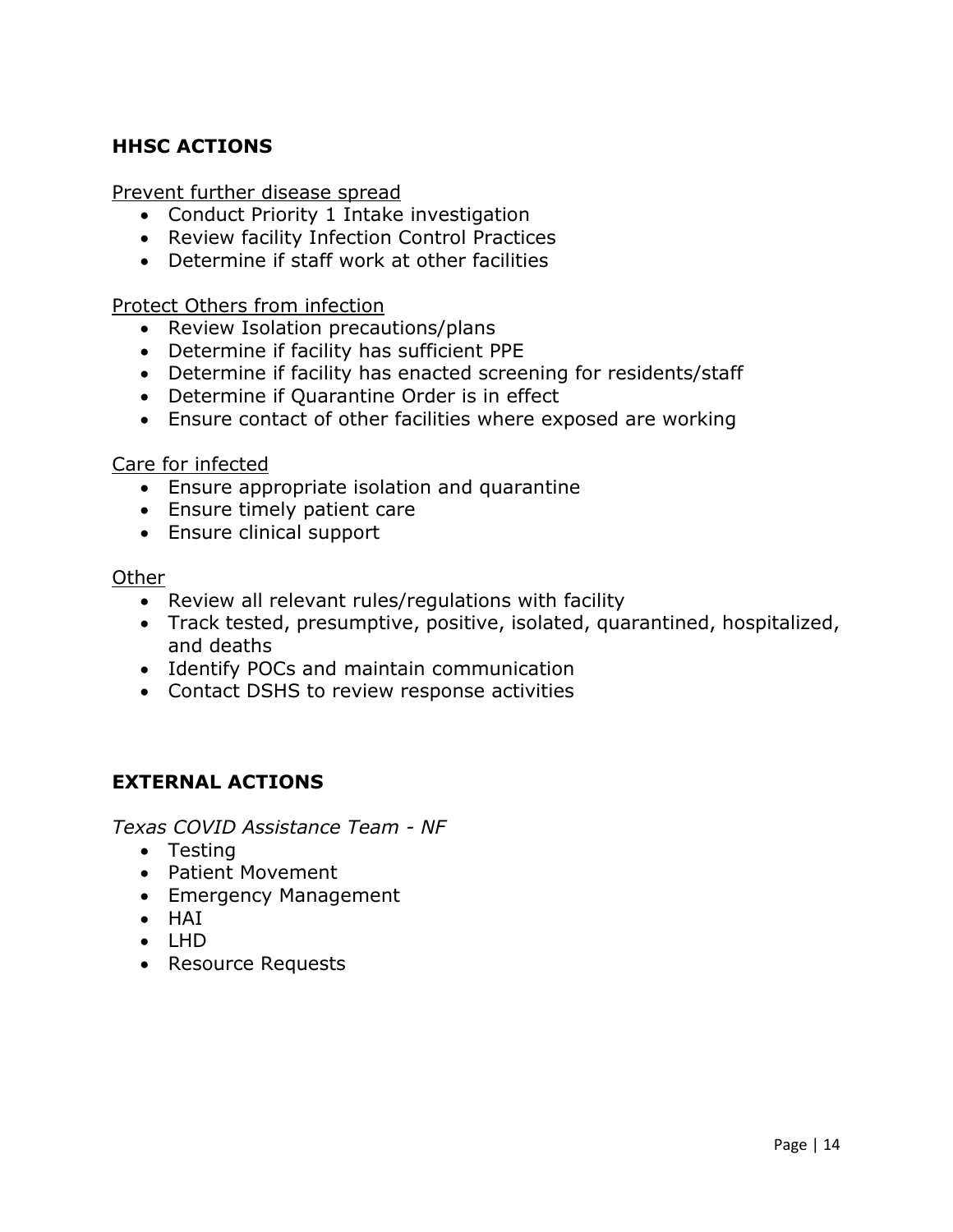## HHSC ACTIONS

<u>Prevent further disease spread</u>

- Conduct Priority 1 Intake investigation
- Review facility Infection Control Practices
- Determine if staff work at other facilities

<u>Protect Others from infection</u>

- Review Isolation precautions/plans
- Determine if facility has sufficient PPE
- Determine if facility has enacted screening for residents/staff
- Determine if Quarantine Order is in effect
- Ensure contact of other facilities where exposed are working

<u>Care for infected</u>

- Ensure appropriate isolation and quarantine
- Ensure timely patient care
- Ensure clinical support

<u>Other</u>

- Review all relevant rules/regulations with facility
- Track tested, presumptive, positive, isolated, quarantined, hospitalized, and deaths
- Identify POCs and maintain communication
- Contact DSHS to review response activities

## EXTERNAL ACTIONS

*Texas COVID Assistance Team - NF*

- Testing
- Patient Movement
- Emergency Management
- HAI
- LHD
- Resource Requests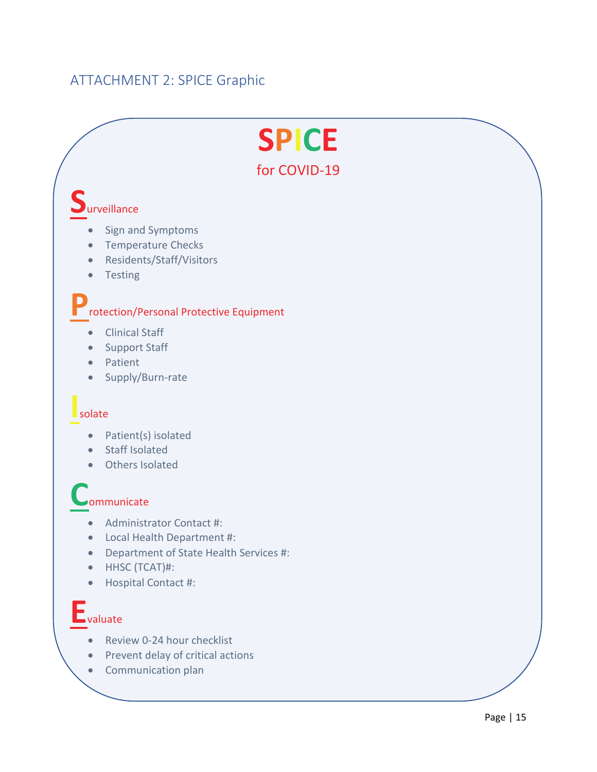## ATTACHMENT 2: SPICE Graphic

# SPICE

### for COVID-19

**S**urveillance

- Sign and Symptoms
- Temperature Checks
- Residents/Staff/Visitors
- Testing

**P**rotection/Personal Protective Equipment

- Clinical Staff
- Support Staff
- Patient
- Supply/Burn-rate

**I**solate

- Patient(s) isolated
- Staff Isolated
- Others Isolated

**C**ommunicate

- Administrator Contact #:
- Local Health Department #:
- Department of State Health Services #:
- HHSC (TCAT)#:
- Hospital Contact #:

**E**valuate

- Review 0-24 hour checklist
- Prevent delay of critical actions
- Communication plan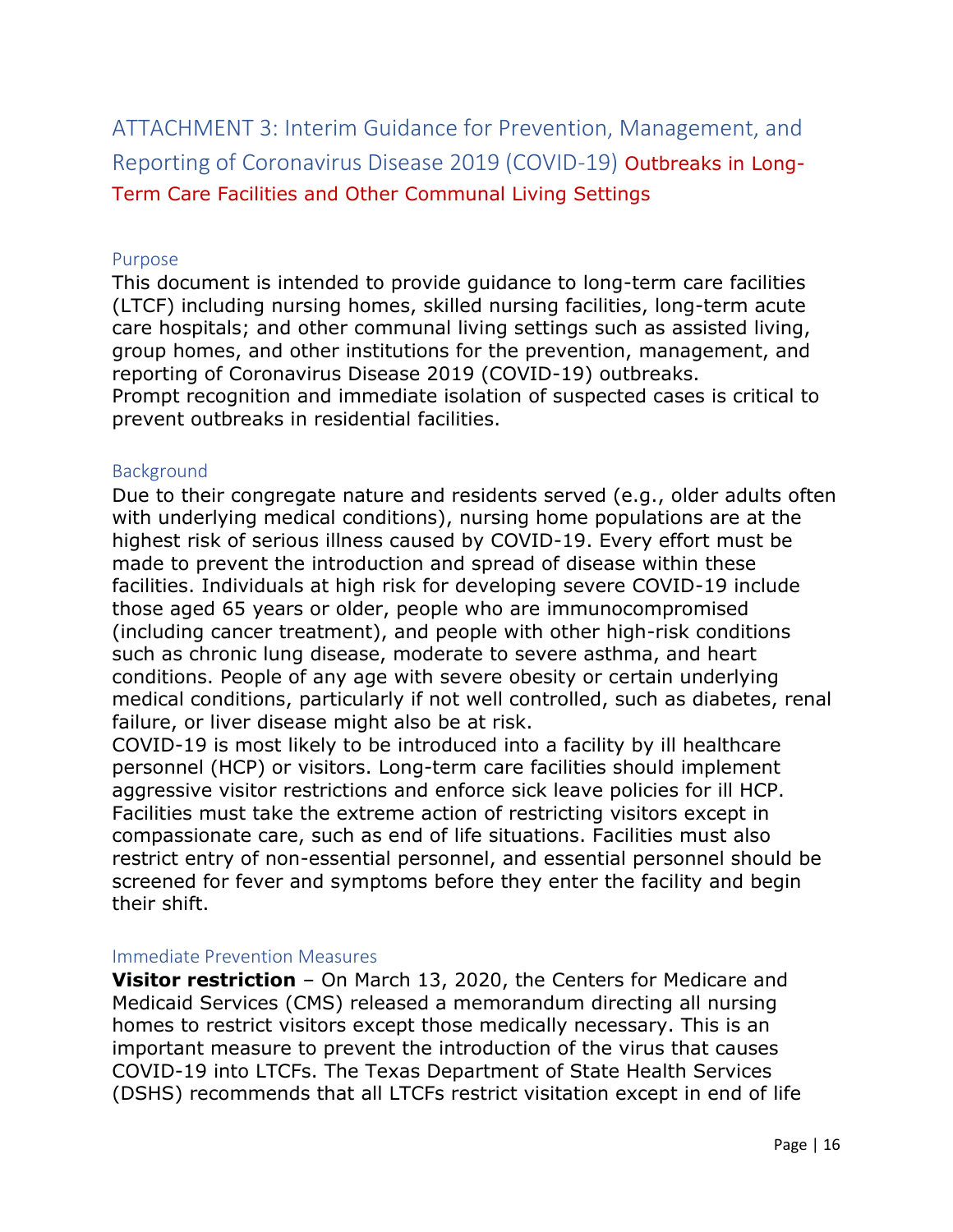## ATTACHMENT 3: Interim Guidance for Prevention, Management, and Reporting of Coronavirus Disease 2019 (COVID-19) Outbreaks in Long-Term Care Facilities and Other Communal Living Settings

### Purpose

This document is intended to provide guidance to long-term care facilities (LTCF) including nursing homes, skilled nursing facilities, long-term acute care hospitals; and other communal living settings such as assisted living, group homes, and other institutions for the prevention, management, and reporting of Coronavirus Disease 2019 (COVID-19) outbreaks.
Prompt recognition and immediate isolation of suspected cases is critical to prevent outbreaks in residential facilities.

### Background

Due to their congregate nature and residents served (e.g., older adults often with underlying medical conditions), nursing home populations are at the highest risk of serious illness caused by COVID-19. Every effort must be made to prevent the introduction and spread of disease within these facilities. Individuals at high risk for developing severe COVID-19 include those aged 65 years or older, people who are immunocompromised (including cancer treatment), and people with other high-risk conditions such as chronic lung disease, moderate to severe asthma, and heart conditions. People of any age with severe obesity or certain underlying medical conditions, particularly if not well controlled, such as diabetes, renal failure, or liver disease might also be at risk.
COVID-19 is most likely to be introduced into a facility by ill healthcare personnel (HCP) or visitors. Long-term care facilities should implement aggressive visitor restrictions and enforce sick leave policies for ill HCP. Facilities must take the extreme action of restricting visitors except in compassionate care, such as end of life situations. Facilities must also restrict entry of non-essential personnel, and essential personnel should be screened for fever and symptoms before they enter the facility and begin their shift.

### Immediate Prevention Measures

**Visitor restriction** – On March 13, 2020, the Centers for Medicare and Medicaid Services (CMS) released a memorandum directing all nursing homes to restrict visitors except those medically necessary. This is an important measure to prevent the introduction of the virus that causes COVID-19 into LTCFs. The Texas Department of State Health Services (DSHS) recommends that all LTCFs restrict visitation except in end of life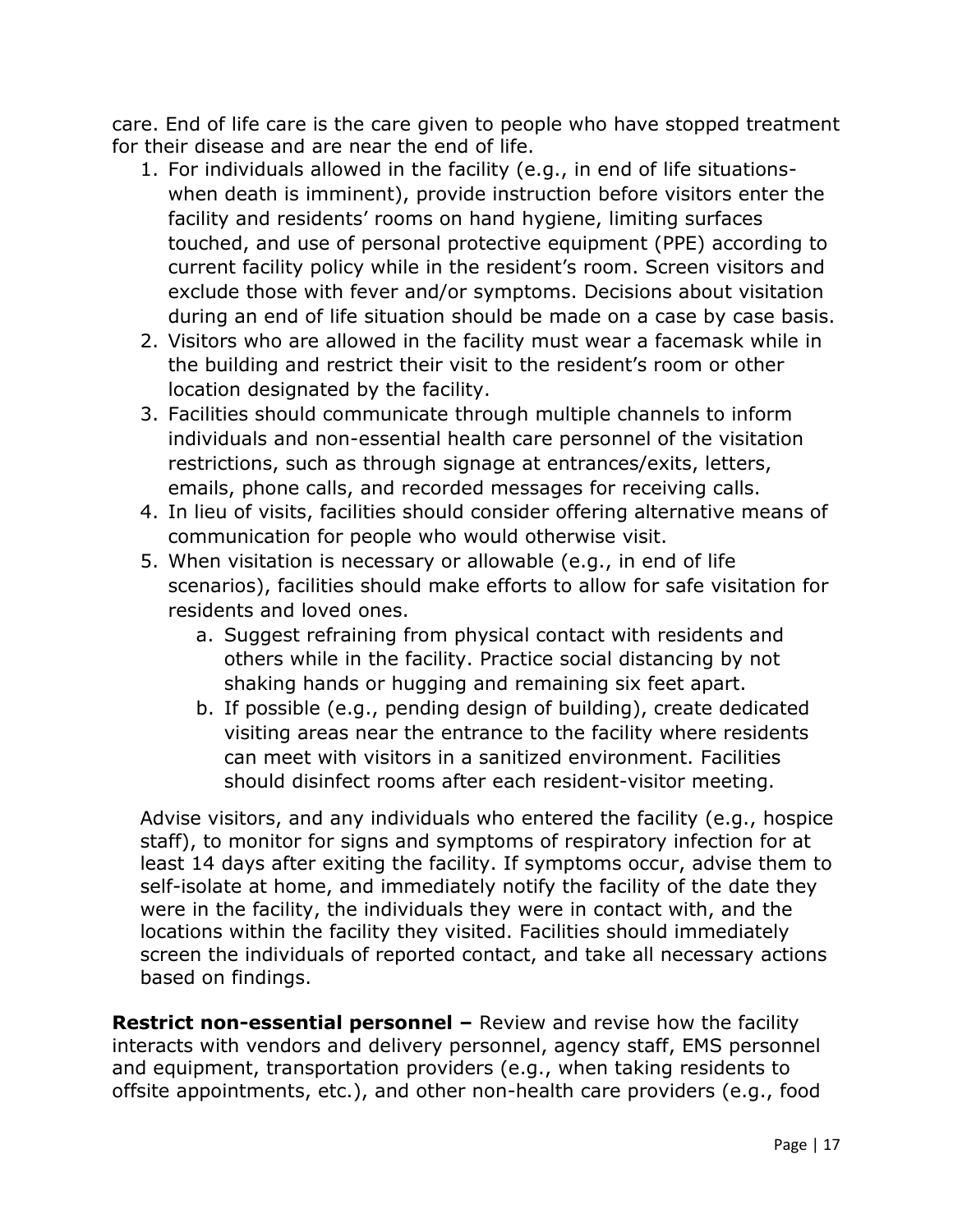care. End of life care is the care given to people who have stopped treatment for their disease and are near the end of life.

1. For individuals allowed in the facility (e.g., in end of life situations- when death is imminent), provide instruction before visitors enter the facility and residents' rooms on hand hygiene, limiting surfaces touched, and use of personal protective equipment (PPE) according to current facility policy while in the resident's room. Screen visitors and exclude those with fever and/or symptoms. Decisions about visitation during an end of life situation should be made on a case by case basis.
2. Visitors who are allowed in the facility must wear a facemask while in the building and restrict their visit to the resident's room or other location designated by the facility.
3. Facilities should communicate through multiple channels to inform individuals and non-essential health care personnel of the visitation restrictions, such as through signage at entrances/exits, letters, emails, phone calls, and recorded messages for receiving calls.
4. In lieu of visits, facilities should consider offering alternative means of communication for people who would otherwise visit.
5. When visitation is necessary or allowable (e.g., in end of life scenarios), facilities should make efforts to allow for safe visitation for residents and loved ones.
   a. Suggest refraining from physical contact with residents and others while in the facility. Practice social distancing by not shaking hands or hugging and remaining six feet apart.
   b. If possible (e.g., pending design of building), create dedicated visiting areas near the entrance to the facility where residents can meet with visitors in a sanitized environment. Facilities should disinfect rooms after each resident-visitor meeting.

Advise visitors, and any individuals who entered the facility (e.g., hospice staff), to monitor for signs and symptoms of respiratory infection for at least 14 days after exiting the facility. If symptoms occur, advise them to self-isolate at home, and immediately notify the facility of the date they were in the facility, the individuals they were in contact with, and the locations within the facility they visited. Facilities should immediately screen the individuals of reported contact, and take all necessary actions based on findings.

**Restrict non-essential personnel –** Review and revise how the facility interacts with vendors and delivery personnel, agency staff, EMS personnel and equipment, transportation providers (e.g., when taking residents to offsite appointments, etc.), and other non-health care providers (e.g., food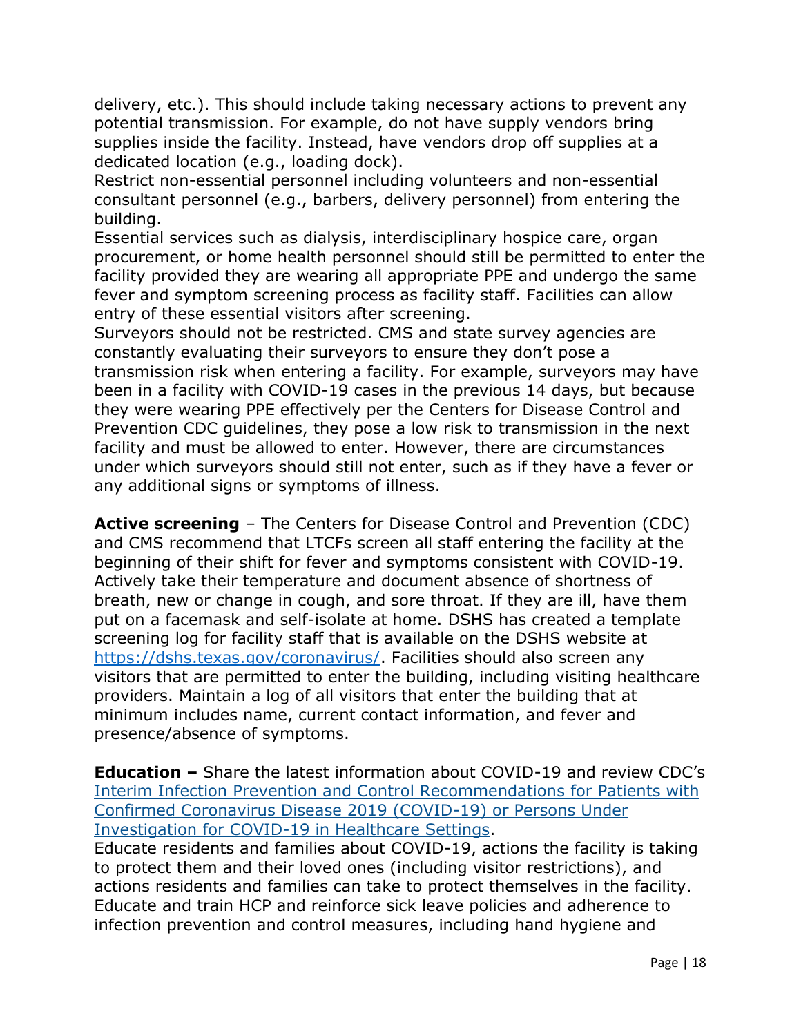delivery, etc.). This should include taking necessary actions to prevent any potential transmission. For example, do not have supply vendors bring supplies inside the facility. Instead, have vendors drop off supplies at a dedicated location (e.g., loading dock).

Restrict non-essential personnel including volunteers and non-essential consultant personnel (e.g., barbers, delivery personnel) from entering the building.

Essential services such as dialysis, interdisciplinary hospice care, organ procurement, or home health personnel should still be permitted to enter the facility provided they are wearing all appropriate PPE and undergo the same fever and symptom screening process as facility staff. Facilities can allow entry of these essential visitors after screening.

Surveyors should not be restricted. CMS and state survey agencies are constantly evaluating their surveyors to ensure they don't pose a transmission risk when entering a facility. For example, surveyors may have been in a facility with COVID-19 cases in the previous 14 days, but because they were wearing PPE effectively per the Centers for Disease Control and Prevention CDC guidelines, they pose a low risk to transmission in the next facility and must be allowed to enter. However, there are circumstances under which surveyors should still not enter, such as if they have a fever or any additional signs or symptoms of illness.

**Active screening** – The Centers for Disease Control and Prevention (CDC) and CMS recommend that LTCFs screen all staff entering the facility at the beginning of their shift for fever and symptoms consistent with COVID-19. Actively take their temperature and document absence of shortness of breath, new or change in cough, and sore throat. If they are ill, have them put on a facemask and self-isolate at home. DSHS has created a template screening log for facility staff that is available on the DSHS website at [https://dshs.texas.gov/coronavirus/](https://dshs.texas.gov/coronavirus/). Facilities should also screen any visitors that are permitted to enter the building, including visiting healthcare providers. Maintain a log of all visitors that enter the building that at minimum includes name, current contact information, and fever and presence/absence of symptoms.

**Education –** Share the latest information about COVID-19 and review CDC's Interim Infection Prevention and Control Recommendations for Patients with Confirmed Coronavirus Disease 2019 (COVID-19) or Persons Under Investigation for COVID-19 in Healthcare Settings.

Educate residents and families about COVID-19, actions the facility is taking to protect them and their loved ones (including visitor restrictions), and actions residents and families can take to protect themselves in the facility.

Educate and train HCP and reinforce sick leave policies and adherence to infection prevention and control measures, including hand hygiene and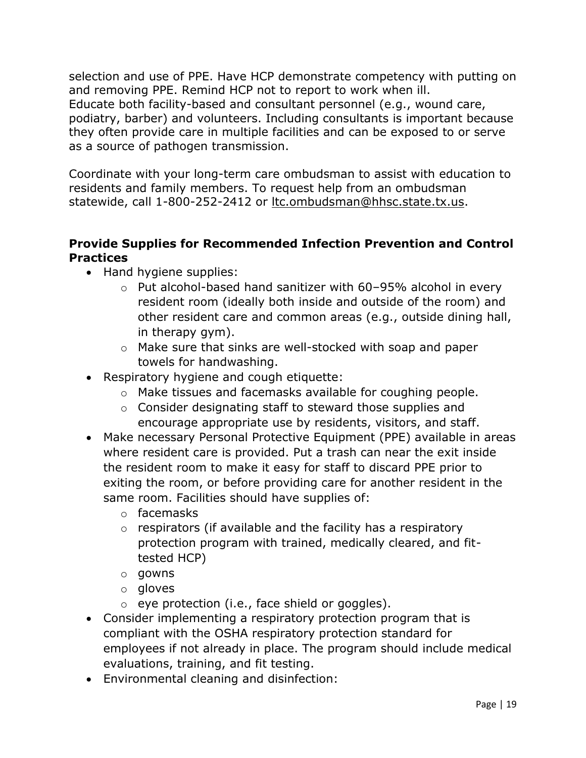selection and use of PPE. Have HCP demonstrate competency with putting on and removing PPE. Remind HCP not to report to work when ill.
Educate both facility-based and consultant personnel (e.g., wound care, podiatry, barber) and volunteers. Including consultants is important because they often provide care in multiple facilities and can be exposed to or serve as a source of pathogen transmission.

Coordinate with your long-term care ombudsman to assist with education to residents and family members. To request help from an ombudsman statewide, call 1-800-252-2412 or ltc.ombudsman@hhsc.state.tx.us.

**Provide Supplies for Recommended Infection Prevention and Control Practices**

- Hand hygiene supplies:
  - Put alcohol-based hand sanitizer with 60–95% alcohol in every resident room (ideally both inside and outside of the room) and other resident care and common areas (e.g., outside dining hall, in therapy gym).
  - Make sure that sinks are well-stocked with soap and paper towels for handwashing.
- Respiratory hygiene and cough etiquette:
  - Make tissues and facemasks available for coughing people.
  - Consider designating staff to steward those supplies and encourage appropriate use by residents, visitors, and staff.
- Make necessary Personal Protective Equipment (PPE) available in areas where resident care is provided. Put a trash can near the exit inside the resident room to make it easy for staff to discard PPE prior to exiting the room, or before providing care for another resident in the same room. Facilities should have supplies of:
  - facemasks
  - respirators (if available and the facility has a respiratory protection program with trained, medically cleared, and fit-tested HCP)
  - gowns
  - gloves
  - eye protection (i.e., face shield or goggles).
- Consider implementing a respiratory protection program that is compliant with the OSHA respiratory protection standard for employees if not already in place. The program should include medical evaluations, training, and fit testing.
- Environmental cleaning and disinfection: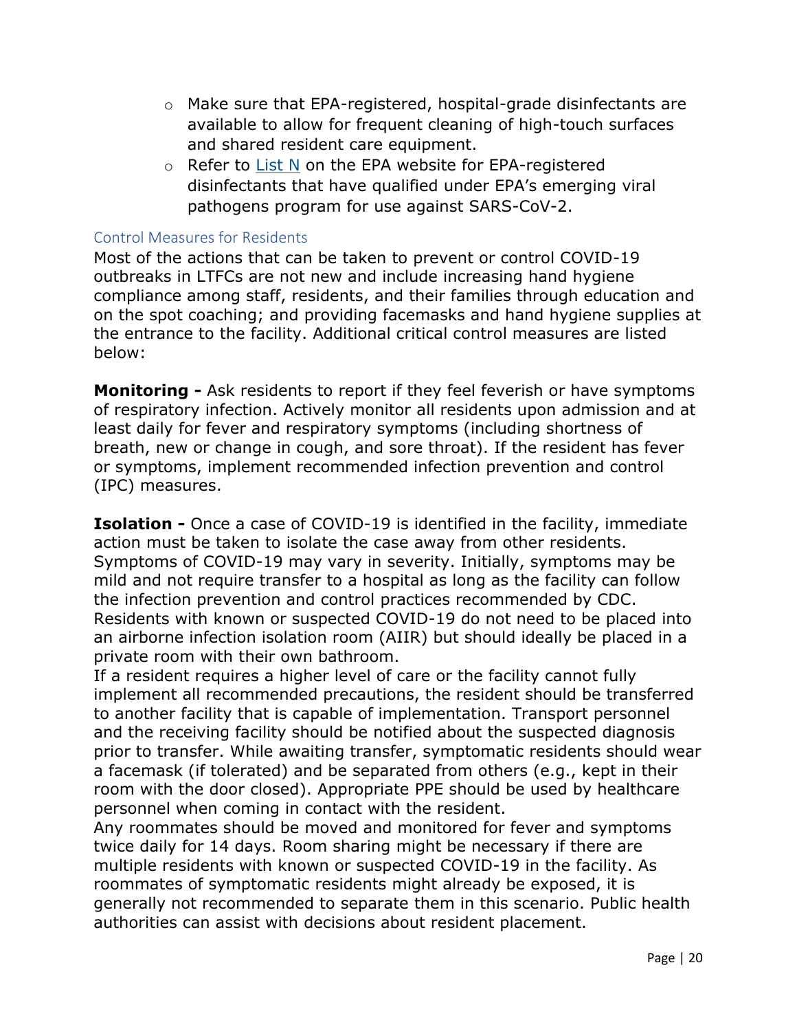- Make sure that EPA-registered, hospital-grade disinfectants are available to allow for frequent cleaning of high-touch surfaces and shared resident care equipment.
- Refer to List N on the EPA website for EPA-registered disinfectants that have qualified under EPA's emerging viral pathogens program for use against SARS-CoV-2.

### Control Measures for Residents

Most of the actions that can be taken to prevent or control COVID-19 outbreaks in LTFCs are not new and include increasing hand hygiene compliance among staff, residents, and their families through education and on the spot coaching; and providing facemasks and hand hygiene supplies at the entrance to the facility. Additional critical control measures are listed below:

**Monitoring -** Ask residents to report if they feel feverish or have symptoms of respiratory infection. Actively monitor all residents upon admission and at least daily for fever and respiratory symptoms (including shortness of breath, new or change in cough, and sore throat). If the resident has fever or symptoms, implement recommended infection prevention and control (IPC) measures.

**Isolation -** Once a case of COVID-19 is identified in the facility, immediate action must be taken to isolate the case away from other residents. Symptoms of COVID-19 may vary in severity. Initially, symptoms may be mild and not require transfer to a hospital as long as the facility can follow the infection prevention and control practices recommended by CDC. Residents with known or suspected COVID-19 do not need to be placed into an airborne infection isolation room (AIIR) but should ideally be placed in a private room with their own bathroom.

If a resident requires a higher level of care or the facility cannot fully implement all recommended precautions, the resident should be transferred to another facility that is capable of implementation. Transport personnel and the receiving facility should be notified about the suspected diagnosis prior to transfer. While awaiting transfer, symptomatic residents should wear a facemask (if tolerated) and be separated from others (e.g., kept in their room with the door closed). Appropriate PPE should be used by healthcare personnel when coming in contact with the resident.

Any roommates should be moved and monitored for fever and symptoms twice daily for 14 days. Room sharing might be necessary if there are multiple residents with known or suspected COVID-19 in the facility. As roommates of symptomatic residents might already be exposed, it is generally not recommended to separate them in this scenario. Public health authorities can assist with decisions about resident placement.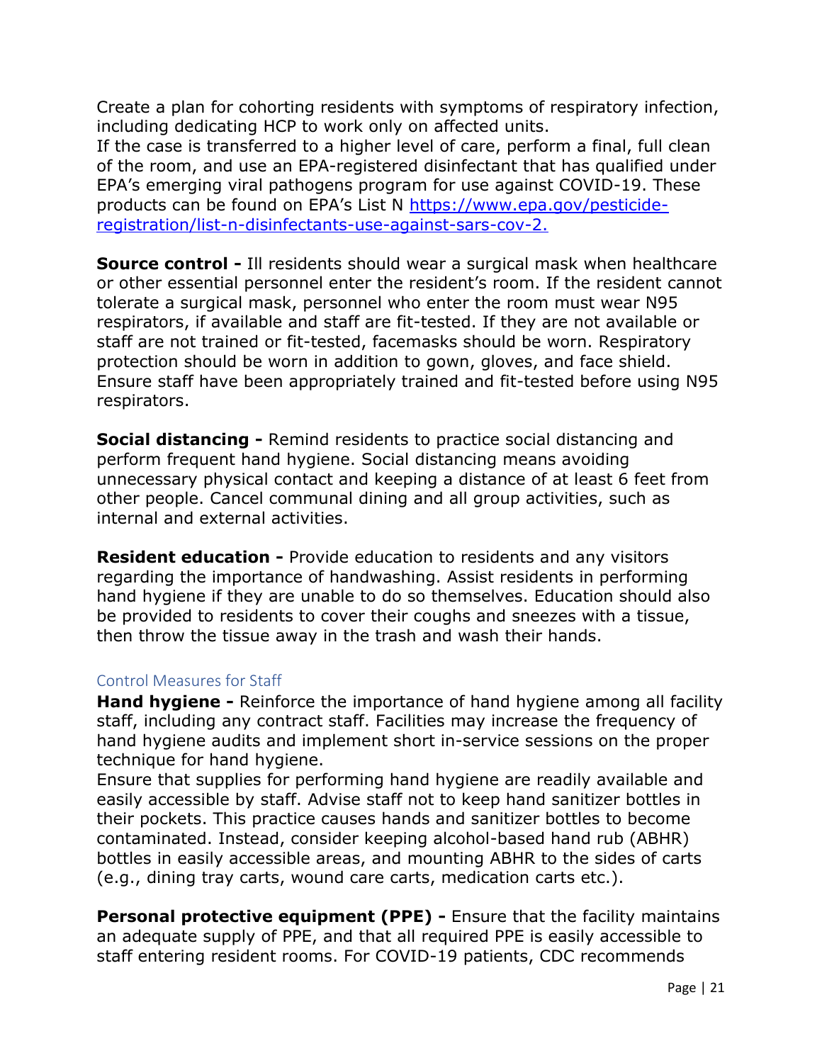Create a plan for cohorting residents with symptoms of respiratory infection, including dedicating HCP to work only on affected units.
If the case is transferred to a higher level of care, perform a final, full clean of the room, and use an EPA-registered disinfectant that has qualified under EPA's emerging viral pathogens program for use against COVID-19. These products can be found on EPA's List N [https://www.epa.gov/pesticide-registration/list-n-disinfectants-use-against-sars-cov-2.](https://www.epa.gov/pesticide-registration/list-n-disinfectants-use-against-sars-cov-2)

**Source control -** Ill residents should wear a surgical mask when healthcare or other essential personnel enter the resident's room. If the resident cannot tolerate a surgical mask, personnel who enter the room must wear N95 respirators, if available and staff are fit-tested. If they are not available or staff are not trained or fit-tested, facemasks should be worn. Respiratory protection should be worn in addition to gown, gloves, and face shield. Ensure staff have been appropriately trained and fit-tested before using N95 respirators.

**Social distancing -** Remind residents to practice social distancing and perform frequent hand hygiene. Social distancing means avoiding unnecessary physical contact and keeping a distance of at least 6 feet from other people. Cancel communal dining and all group activities, such as internal and external activities.

**Resident education -** Provide education to residents and any visitors regarding the importance of handwashing. Assist residents in performing hand hygiene if they are unable to do so themselves. Education should also be provided to residents to cover their coughs and sneezes with a tissue, then throw the tissue away in the trash and wash their hands.

### Control Measures for Staff

**Hand hygiene -** Reinforce the importance of hand hygiene among all facility staff, including any contract staff. Facilities may increase the frequency of hand hygiene audits and implement short in-service sessions on the proper technique for hand hygiene.
Ensure that supplies for performing hand hygiene are readily available and easily accessible by staff. Advise staff not to keep hand sanitizer bottles in their pockets. This practice causes hands and sanitizer bottles to become contaminated. Instead, consider keeping alcohol-based hand rub (ABHR) bottles in easily accessible areas, and mounting ABHR to the sides of carts (e.g., dining tray carts, wound care carts, medication carts etc.).

**Personal protective equipment (PPE) -** Ensure that the facility maintains an adequate supply of PPE, and that all required PPE is easily accessible to staff entering resident rooms. For COVID-19 patients, CDC recommends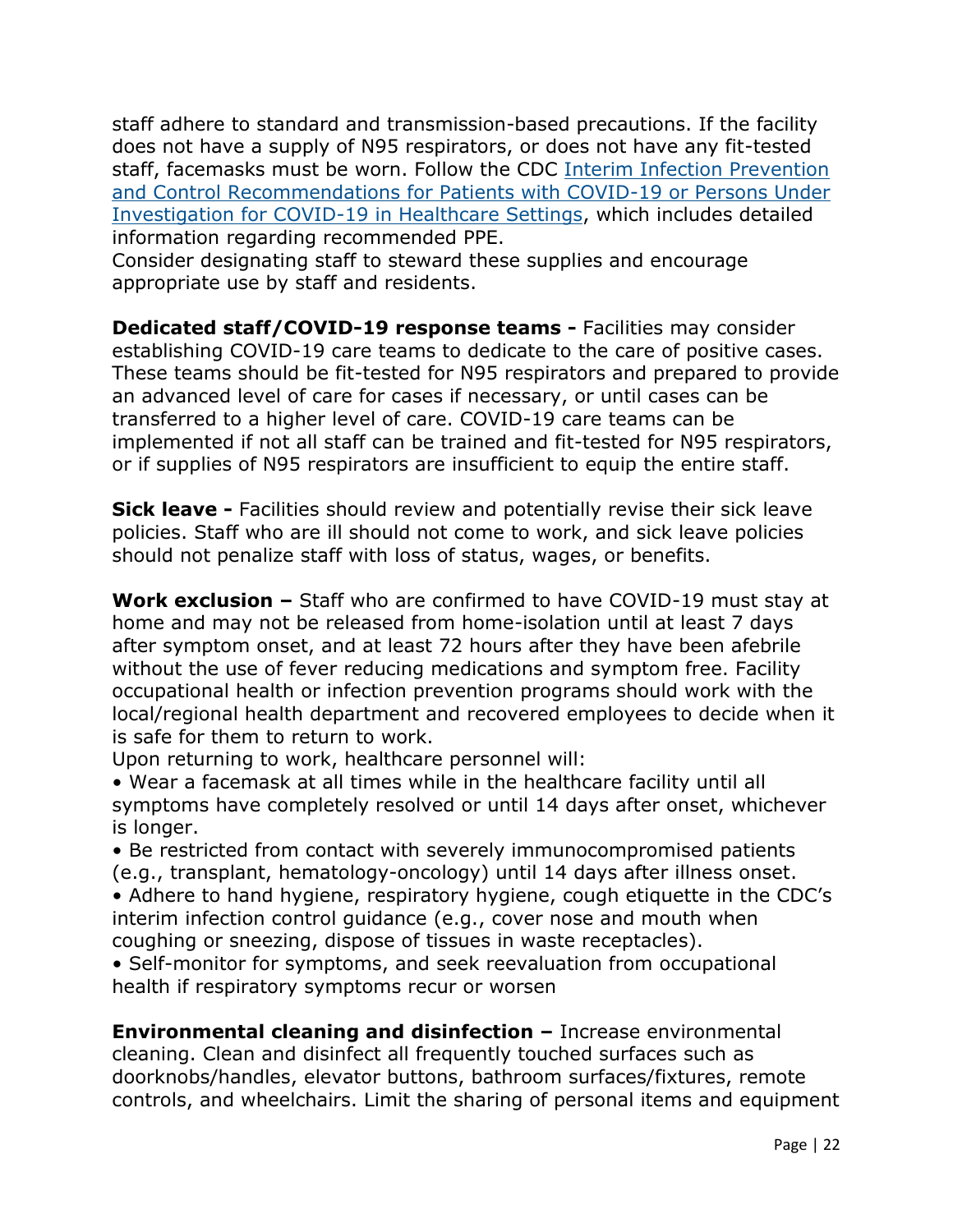staff adhere to standard and transmission-based precautions. If the facility does not have a supply of N95 respirators, or does not have any fit-tested staff, facemasks must be worn. Follow the CDC [Interim Infection Prevention and Control Recommendations for Patients with COVID-19 or Persons Under Investigation for COVID-19 in Healthcare Settings](), which includes detailed information regarding recommended PPE.
Consider designating staff to steward these supplies and encourage appropriate use by staff and residents.

**Dedicated staff/COVID-19 response teams -** Facilities may consider establishing COVID-19 care teams to dedicate to the care of positive cases. These teams should be fit-tested for N95 respirators and prepared to provide an advanced level of care for cases if necessary, or until cases can be transferred to a higher level of care. COVID-19 care teams can be implemented if not all staff can be trained and fit-tested for N95 respirators, or if supplies of N95 respirators are insufficient to equip the entire staff.

**Sick leave -** Facilities should review and potentially revise their sick leave policies. Staff who are ill should not come to work, and sick leave policies should not penalize staff with loss of status, wages, or benefits.

**Work exclusion –** Staff who are confirmed to have COVID-19 must stay at home and may not be released from home-isolation until at least 7 days after symptom onset, and at least 72 hours after they have been afebrile without the use of fever reducing medications and symptom free. Facility occupational health or infection prevention programs should work with the local/regional health department and recovered employees to decide when it is safe for them to return to work.
Upon returning to work, healthcare personnel will:

- Wear a facemask at all times while in the healthcare facility until all symptoms have completely resolved or until 14 days after onset, whichever is longer.
- Be restricted from contact with severely immunocompromised patients (e.g., transplant, hematology-oncology) until 14 days after illness onset.
- Adhere to hand hygiene, respiratory hygiene, cough etiquette in the CDC's interim infection control guidance (e.g., cover nose and mouth when coughing or sneezing, dispose of tissues in waste receptacles).
- Self-monitor for symptoms, and seek reevaluation from occupational health if respiratory symptoms recur or worsen

**Environmental cleaning and disinfection –** Increase environmental cleaning. Clean and disinfect all frequently touched surfaces such as doorknobs/handles, elevator buttons, bathroom surfaces/fixtures, remote controls, and wheelchairs. Limit the sharing of personal items and equipment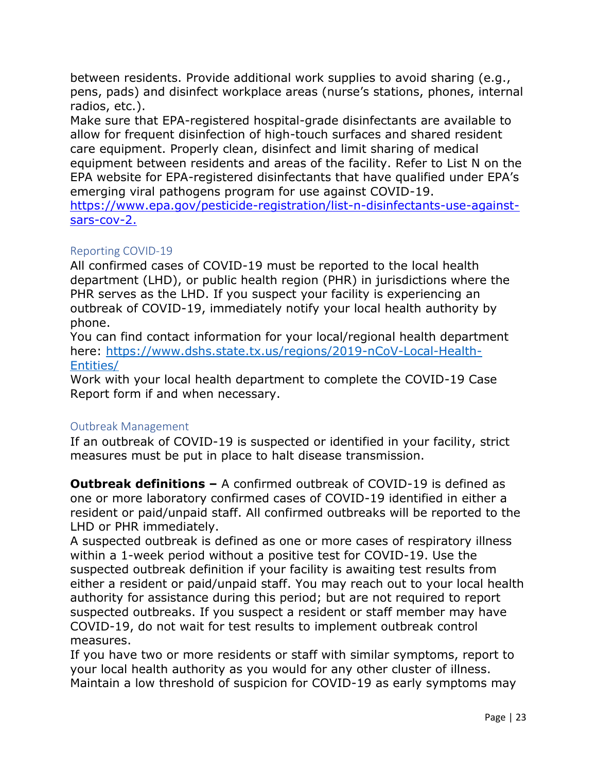between residents. Provide additional work supplies to avoid sharing (e.g., pens, pads) and disinfect workplace areas (nurse's stations, phones, internal radios, etc.).

Make sure that EPA-registered hospital-grade disinfectants are available to allow for frequent disinfection of high-touch surfaces and shared resident care equipment. Properly clean, disinfect and limit sharing of medical equipment between residents and areas of the facility. Refer to List N on the EPA website for EPA-registered disinfectants that have qualified under EPA's emerging viral pathogens program for use against COVID-19. [https://www.epa.gov/pesticide-registration/list-n-disinfectants-use-against-sars-cov-2.](https://www.epa.gov/pesticide-registration/list-n-disinfectants-use-against-sars-cov-2)

### Reporting COVID-19

All confirmed cases of COVID-19 must be reported to the local health department (LHD), or public health region (PHR) in jurisdictions where the PHR serves as the LHD. If you suspect your facility is experiencing an outbreak of COVID-19, immediately notify your local health authority by phone.

You can find contact information for your local/regional health department here: [https://www.dshs.state.tx.us/regions/2019-nCoV-Local-Health-Entities/](https://www.dshs.state.tx.us/regions/2019-nCoV-Local-Health-Entities/)

Work with your local health department to complete the COVID-19 Case Report form if and when necessary.

### Outbreak Management

If an outbreak of COVID-19 is suspected or identified in your facility, strict measures must be put in place to halt disease transmission.

**Outbreak definitions –** A confirmed outbreak of COVID-19 is defined as one or more laboratory confirmed cases of COVID-19 identified in either a resident or paid/unpaid staff. All confirmed outbreaks will be reported to the LHD or PHR immediately.

A suspected outbreak is defined as one or more cases of respiratory illness within a 1-week period without a positive test for COVID-19. Use the suspected outbreak definition if your facility is awaiting test results from either a resident or paid/unpaid staff. You may reach out to your local health authority for assistance during this period; but are not required to report suspected outbreaks. If you suspect a resident or staff member may have COVID-19, do not wait for test results to implement outbreak control measures.

If you have two or more residents or staff with similar symptoms, report to your local health authority as you would for any other cluster of illness. Maintain a low threshold of suspicion for COVID-19 as early symptoms may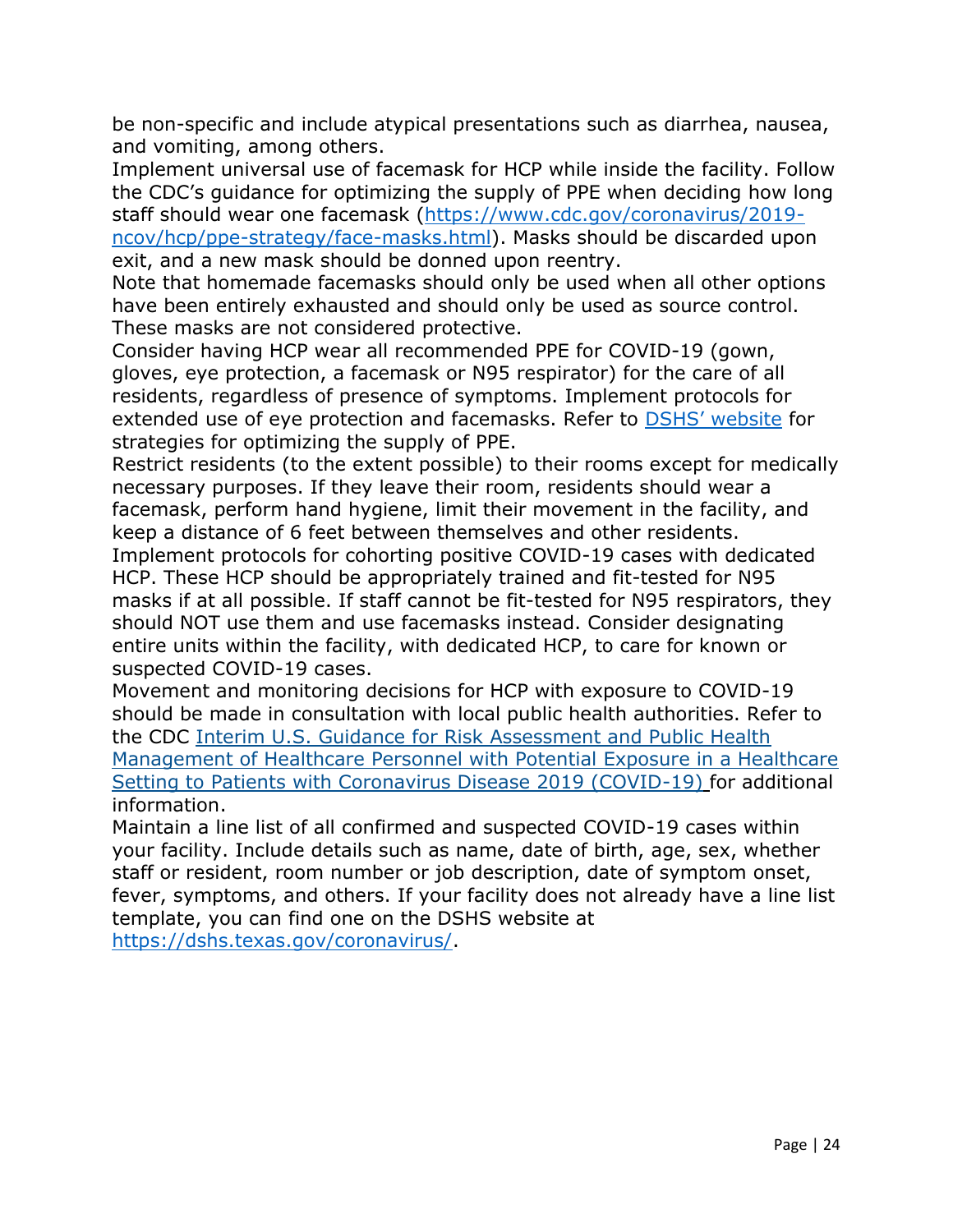be non-specific and include atypical presentations such as diarrhea, nausea, and vomiting, among others.

Implement universal use of facemask for HCP while inside the facility. Follow the CDC's guidance for optimizing the supply of PPE when deciding how long staff should wear one facemask (https://www.cdc.gov/coronavirus/2019-ncov/hcp/ppe-strategy/face-masks.html). Masks should be discarded upon exit, and a new mask should be donned upon reentry.

Note that homemade facemasks should only be used when all other options have been entirely exhausted and should only be used as source control. These masks are not considered protective.

Consider having HCP wear all recommended PPE for COVID-19 (gown, gloves, eye protection, a facemask or N95 respirator) for the care of all residents, regardless of presence of symptoms. Implement protocols for extended use of eye protection and facemasks. Refer to DSHS' website for strategies for optimizing the supply of PPE.

Restrict residents (to the extent possible) to their rooms except for medically necessary purposes. If they leave their room, residents should wear a facemask, perform hand hygiene, limit their movement in the facility, and keep a distance of 6 feet between themselves and other residents.

Implement protocols for cohorting positive COVID-19 cases with dedicated HCP. These HCP should be appropriately trained and fit-tested for N95 masks if at all possible. If staff cannot be fit-tested for N95 respirators, they should NOT use them and use facemasks instead. Consider designating entire units within the facility, with dedicated HCP, to care for known or suspected COVID-19 cases.

Movement and monitoring decisions for HCP with exposure to COVID-19 should be made in consultation with local public health authorities. Refer to the CDC Interim U.S. Guidance for Risk Assessment and Public Health Management of Healthcare Personnel with Potential Exposure in a Healthcare Setting to Patients with Coronavirus Disease 2019 (COVID-19) for additional information.

Maintain a line list of all confirmed and suspected COVID-19 cases within your facility. Include details such as name, date of birth, age, sex, whether staff or resident, room number or job description, date of symptom onset, fever, symptoms, and others. If your facility does not already have a line list template, you can find one on the DSHS website at https://dshs.texas.gov/coronavirus/.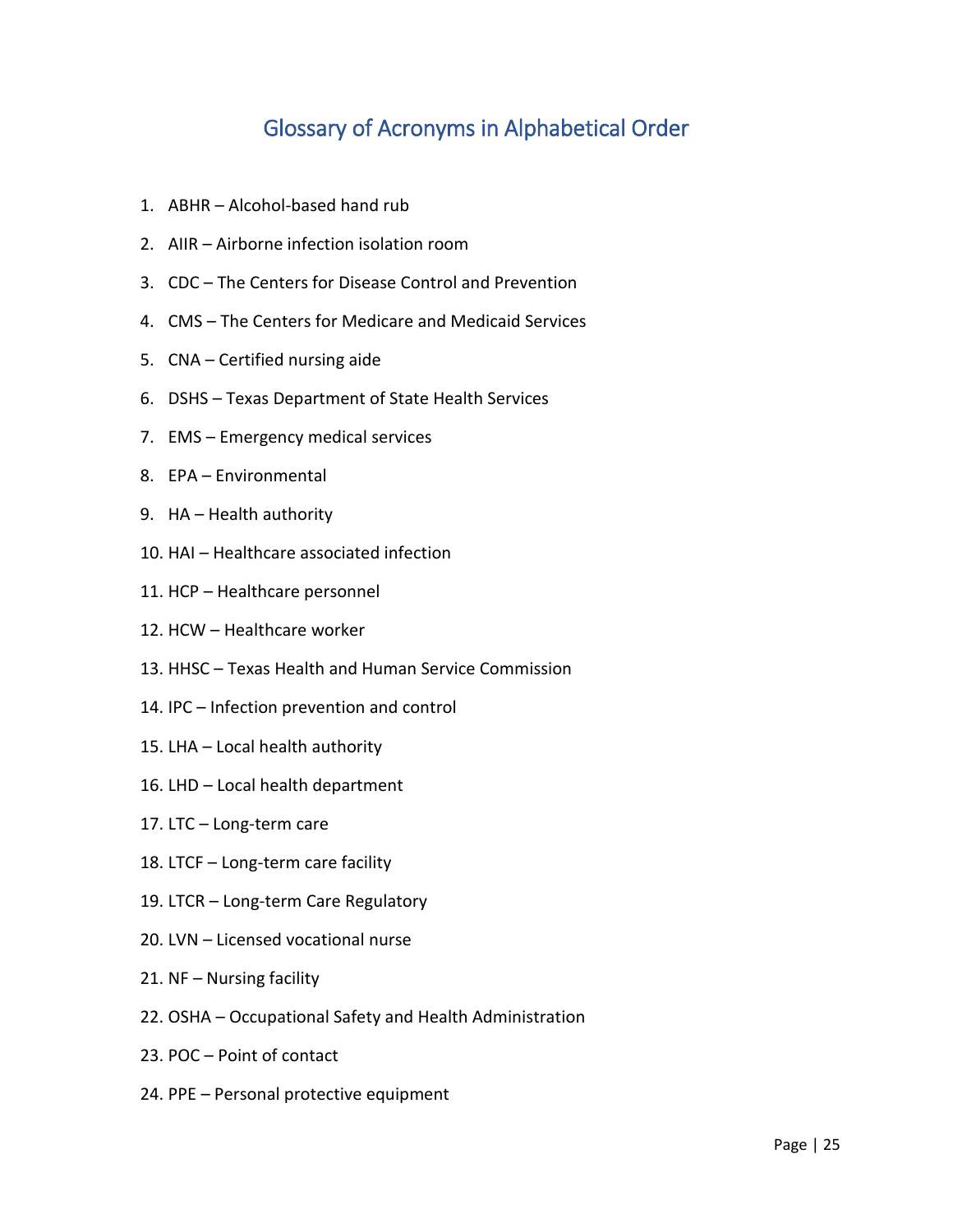# Glossary of Acronyms in Alphabetical Order

1. ABHR – Alcohol-based hand rub
2. AIIR – Airborne infection isolation room
3. CDC – The Centers for Disease Control and Prevention
4. CMS – The Centers for Medicare and Medicaid Services
5. CNA – Certified nursing aide
6. DSHS – Texas Department of State Health Services
7. EMS – Emergency medical services
8. EPA – Environmental
9. HA – Health authority
10. HAI – Healthcare associated infection
11. HCP – Healthcare personnel
12. HCW – Healthcare worker
13. HHSC – Texas Health and Human Service Commission
14. IPC – Infection prevention and control
15. LHA – Local health authority
16. LHD – Local health department
17. LTC – Long-term care
18. LTCF – Long-term care facility
19. LTCR – Long-term Care Regulatory
20. LVN – Licensed vocational nurse
21. NF – Nursing facility
22. OSHA – Occupational Safety and Health Administration
23. POC – Point of contact
24. PPE – Personal protective equipment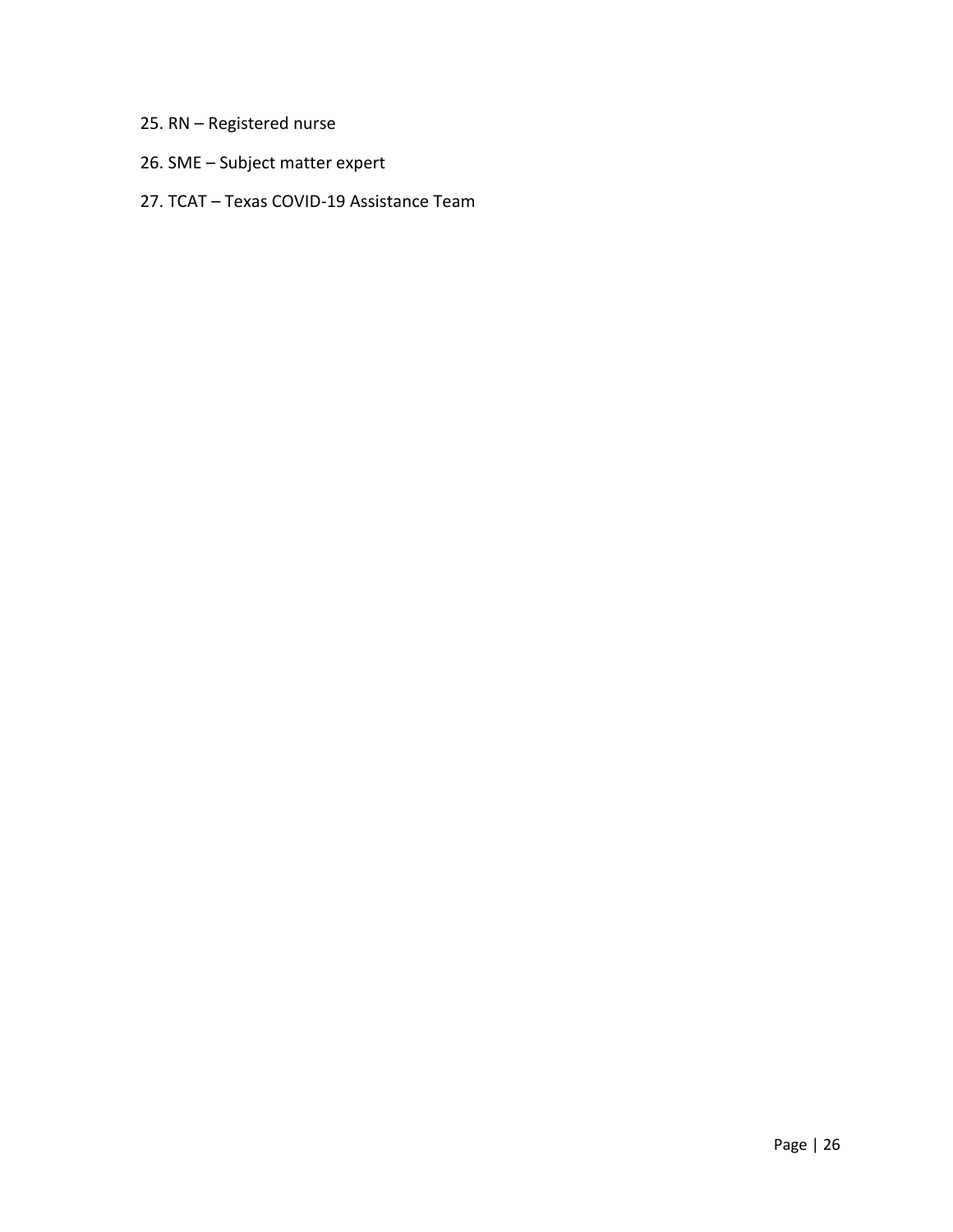25. RN – Registered nurse
26. SME – Subject matter expert
27. TCAT – Texas COVID-19 Assistance Team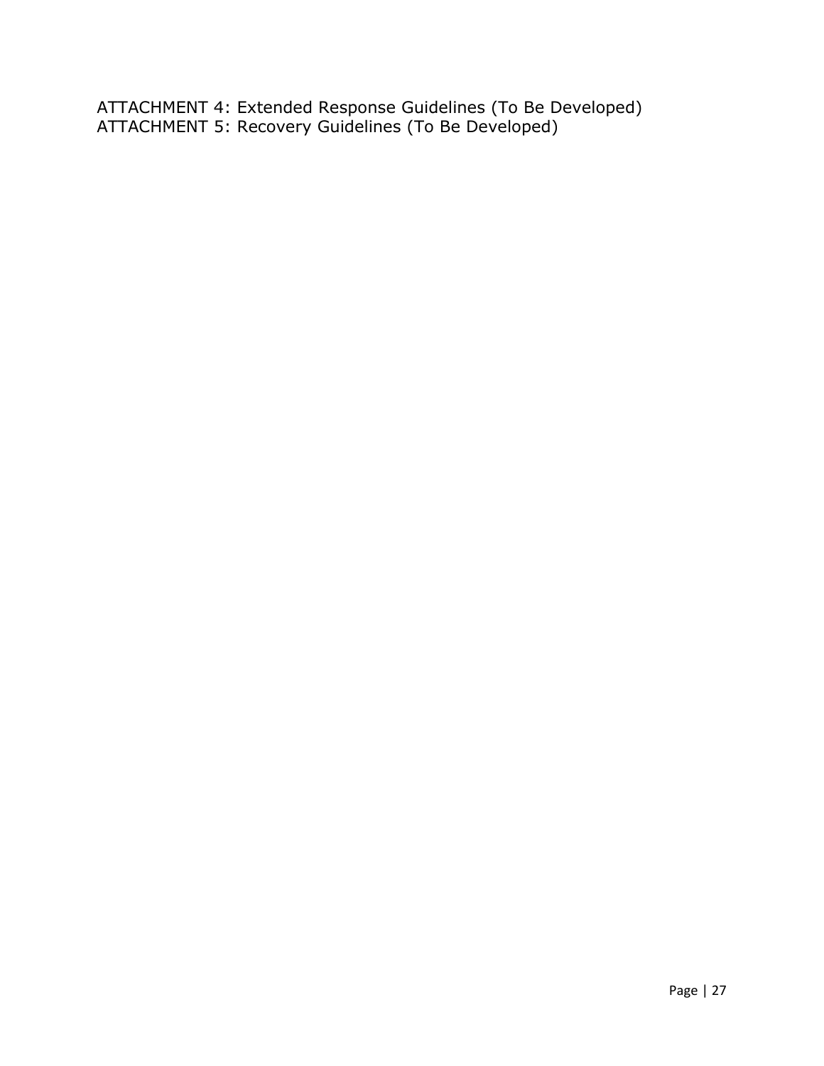ATTACHMENT 4: Extended Response Guidelines (To Be Developed)
ATTACHMENT 5: Recovery Guidelines (To Be Developed)